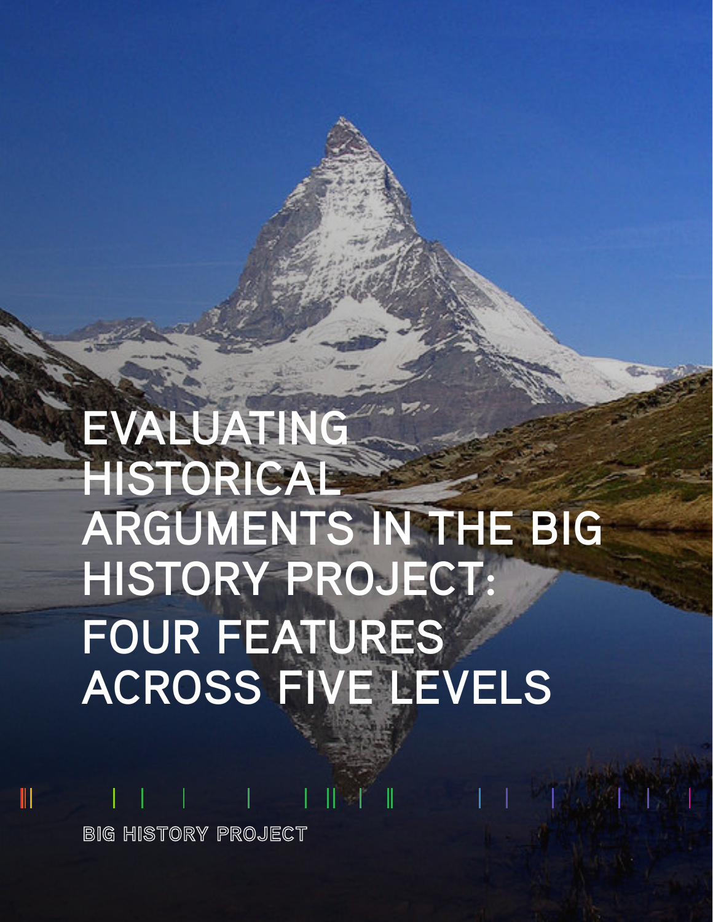# EVALUATING HISTORICAL ARGUMENTS IN THE BIG HISTORY PROJECT: FOUR FEATURES ACROSS FIVE LEVELS

BIG HISTORY PROJECT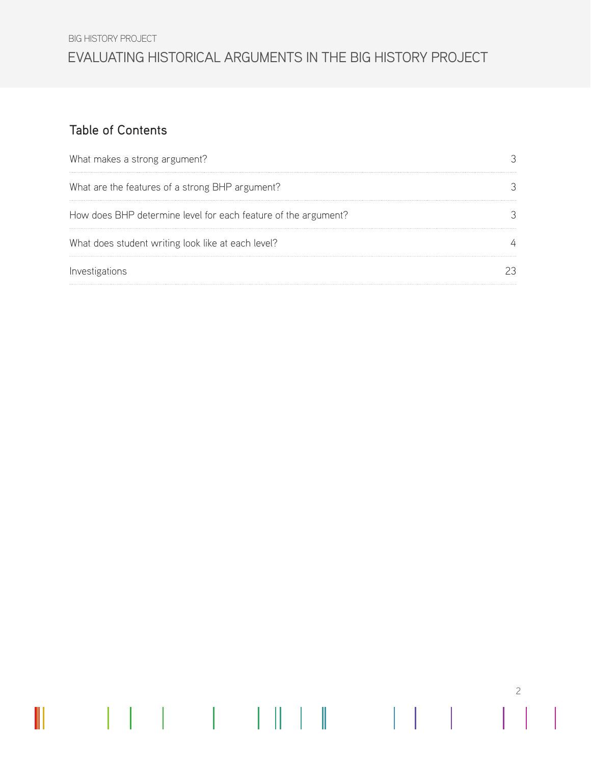## Table of Contents

| | |
|---|---|
| What makes a strong argument? | 3 |
| What are the features of a strong BHP argument? | 3 |
| How does BHP determine level for each feature of the argument? | 3 |
| What does student writing look like at each level? | 4 |
| Investigations | 23 |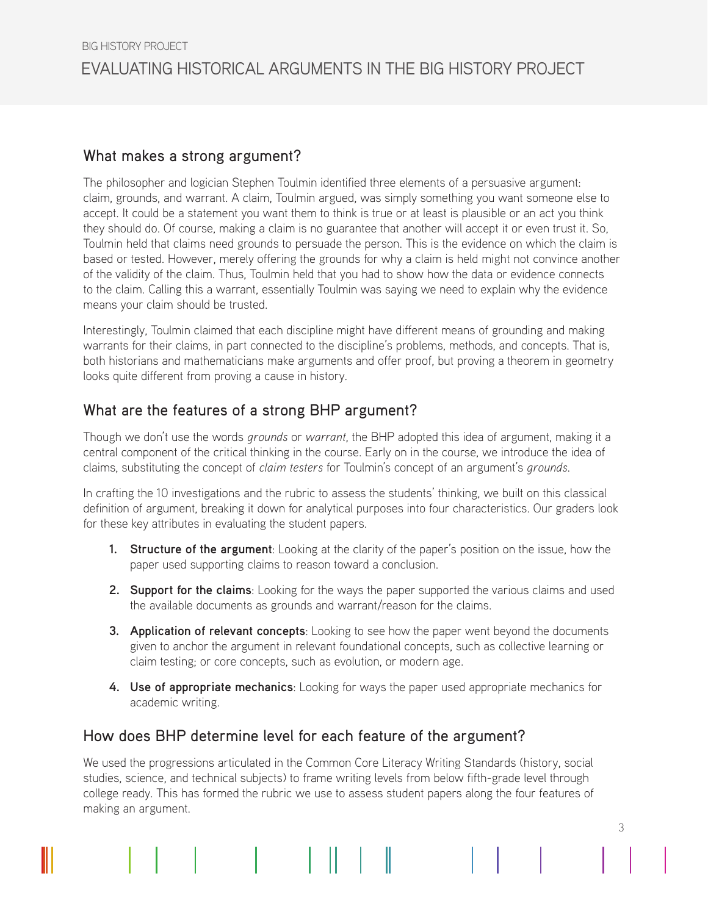## What makes a strong argument?

The philosopher and logician Stephen Toulmin identified three elements of a persuasive argument: claim, grounds, and warrant. A claim, Toulmin argued, was simply something you want someone else to accept. It could be a statement you want them to think is true or at least is plausible or an act you think they should do. Of course, making a claim is no guarantee that another will accept it or even trust it. So, Toulmin held that claims need grounds to persuade the person. This is the evidence on which the claim is based or tested. However, merely offering the grounds for why a claim is held might not convince another of the validity of the claim. Thus, Toulmin held that you had to show how the data or evidence connects to the claim. Calling this a warrant, essentially Toulmin was saying we need to explain why the evidence means your claim should be trusted.

Interestingly, Toulmin claimed that each discipline might have different means of grounding and making warrants for their claims, in part connected to the discipline's problems, methods, and concepts. That is, both historians and mathematicians make arguments and offer proof, but proving a theorem in geometry looks quite different from proving a cause in history.

## What are the features of a strong BHP argument?

Though we don't use the words *grounds* or *warrant*, the BHP adopted this idea of argument, making it a central component of the critical thinking in the course. Early on in the course, we introduce the idea of claims, substituting the concept of *claim testers* for Toulmin's concept of an argument's *grounds*.

In crafting the 10 investigations and the rubric to assess the students' thinking, we built on this classical definition of argument, breaking it down for analytical purposes into four characteristics. Our graders look for these key attributes in evaluating the student papers.

1. **Structure of the argument**: Looking at the clarity of the paper's position on the issue, how the paper used supporting claims to reason toward a conclusion.
2. **Support for the claims**: Looking for the ways the paper supported the various claims and used the available documents as grounds and warrant/reason for the claims.
3. **Application of relevant concepts**: Looking to see how the paper went beyond the documents given to anchor the argument in relevant foundational concepts, such as collective learning or claim testing; or core concepts, such as evolution, or modern age.
4. **Use of appropriate mechanics**: Looking for ways the paper used appropriate mechanics for academic writing.

## How does BHP determine level for each feature of the argument?

We used the progressions articulated in the Common Core Literacy Writing Standards (history, social studies, science, and technical subjects) to frame writing levels from below fifth-grade level through college ready. This has formed the rubric we use to assess student papers along the four features of making an argument.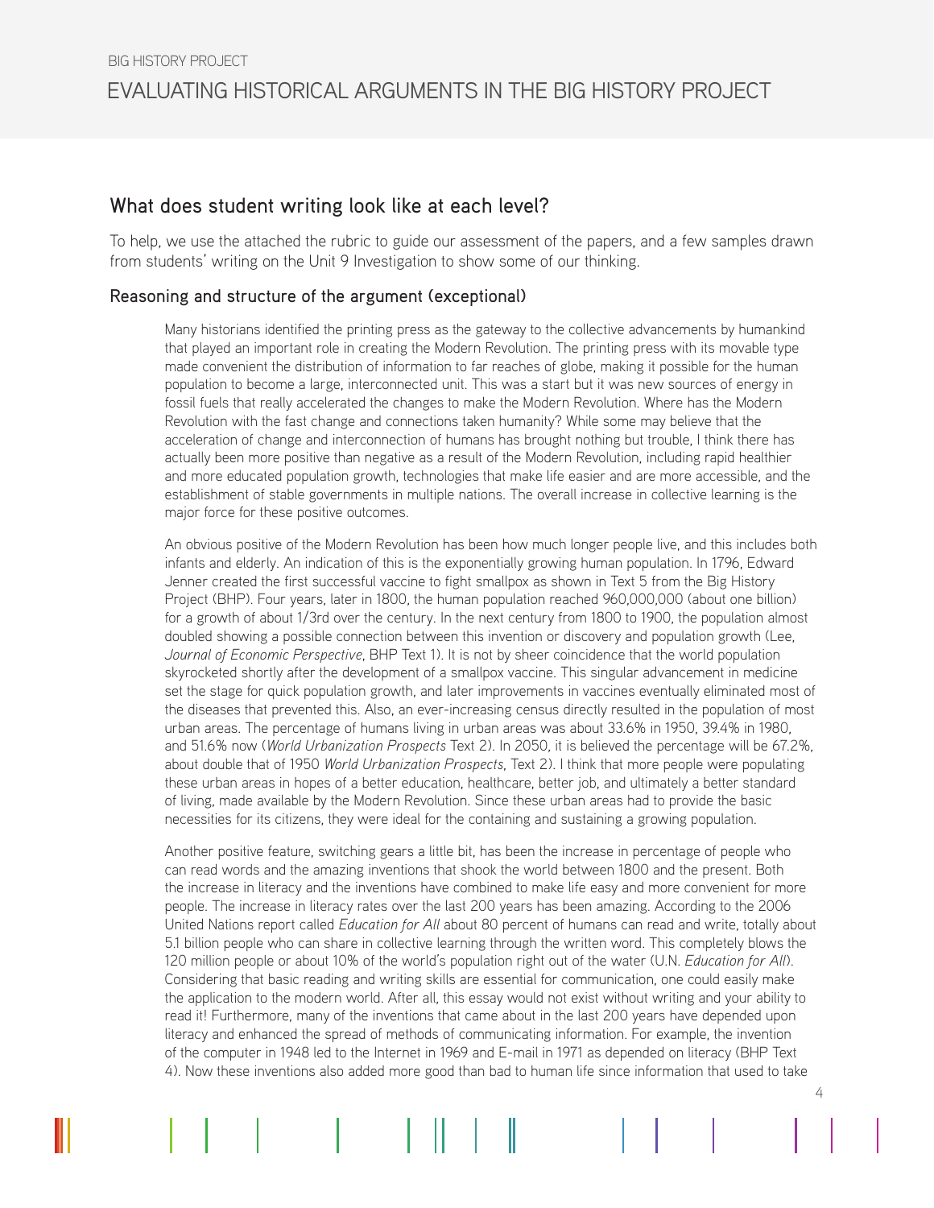## What does student writing look like at each level?

To help, we use the attached the rubric to guide our assessment of the papers, and a few samples drawn from students' writing on the Unit 9 Investigation to show some of our thinking.

### Reasoning and structure of the argument (exceptional)

Many historians identified the printing press as the gateway to the collective advancements by humankind that played an important role in creating the Modern Revolution. The printing press with its movable type made convenient the distribution of information to far reaches of globe, making it possible for the human population to become a large, interconnected unit. This was a start but it was new sources of energy in fossil fuels that really accelerated the changes to make the Modern Revolution. Where has the Modern Revolution with the fast change and connections taken humanity? While some may believe that the acceleration of change and interconnection of humans has brought nothing but trouble, I think there has actually been more positive than negative as a result of the Modern Revolution, including rapid healthier and more educated population growth, technologies that make life easier and are more accessible, and the establishment of stable governments in multiple nations. The overall increase in collective learning is the major force for these positive outcomes.

An obvious positive of the Modern Revolution has been how much longer people live, and this includes both infants and elderly. An indication of this is the exponentially growing human population. In 1796, Edward Jenner created the first successful vaccine to fight smallpox as shown in Text 5 from the Big History Project (BHP). Four years, later in 1800, the human population reached 960,000,000 (about one billion) for a growth of about 1/3rd over the century. In the next century from 1800 to 1900, the population almost doubled showing a possible connection between this invention or discovery and population growth (Lee, *Journal of Economic Perspective*, BHP Text 1). It is not by sheer coincidence that the world population skyrocketed shortly after the development of a smallpox vaccine. This singular advancement in medicine set the stage for quick population growth, and later improvements in vaccines eventually eliminated most of the diseases that prevented this. Also, an ever-increasing census directly resulted in the population of most urban areas. The percentage of humans living in urban areas was about 33.6% in 1950, 39.4% in 1980, and 51.6% now (*World Urbanization Prospects* Text 2). In 2050, it is believed the percentage will be 67.2%, about double that of 1950 *World Urbanization Prospects*, Text 2). I think that more people were populating these urban areas in hopes of a better education, healthcare, better job, and ultimately a better standard of living, made available by the Modern Revolution. Since these urban areas had to provide the basic necessities for its citizens, they were ideal for the containing and sustaining a growing population.

Another positive feature, switching gears a little bit, has been the increase in percentage of people who can read words and the amazing inventions that shook the world between 1800 and the present. Both the increase in literacy and the inventions have combined to make life easy and more convenient for more people. The increase in literacy rates over the last 200 years has been amazing. According to the 2006 United Nations report called *Education for All* about 80 percent of humans can read and write, totally about 5.1 billion people who can share in collective learning through the written word. This completely blows the 120 million people or about 10% of the world's population right out of the water (U.N. *Education for All*). Considering that basic reading and writing skills are essential for communication, one could easily make the application to the modern world. After all, this essay would not exist without writing and your ability to read it! Furthermore, many of the inventions that came about in the last 200 years have depended upon literacy and enhanced the spread of methods of communicating information. For example, the invention of the computer in 1948 led to the Internet in 1969 and E-mail in 1971 as depended on literacy (BHP Text 4). Now these inventions also added more good than bad to human life since information that used to take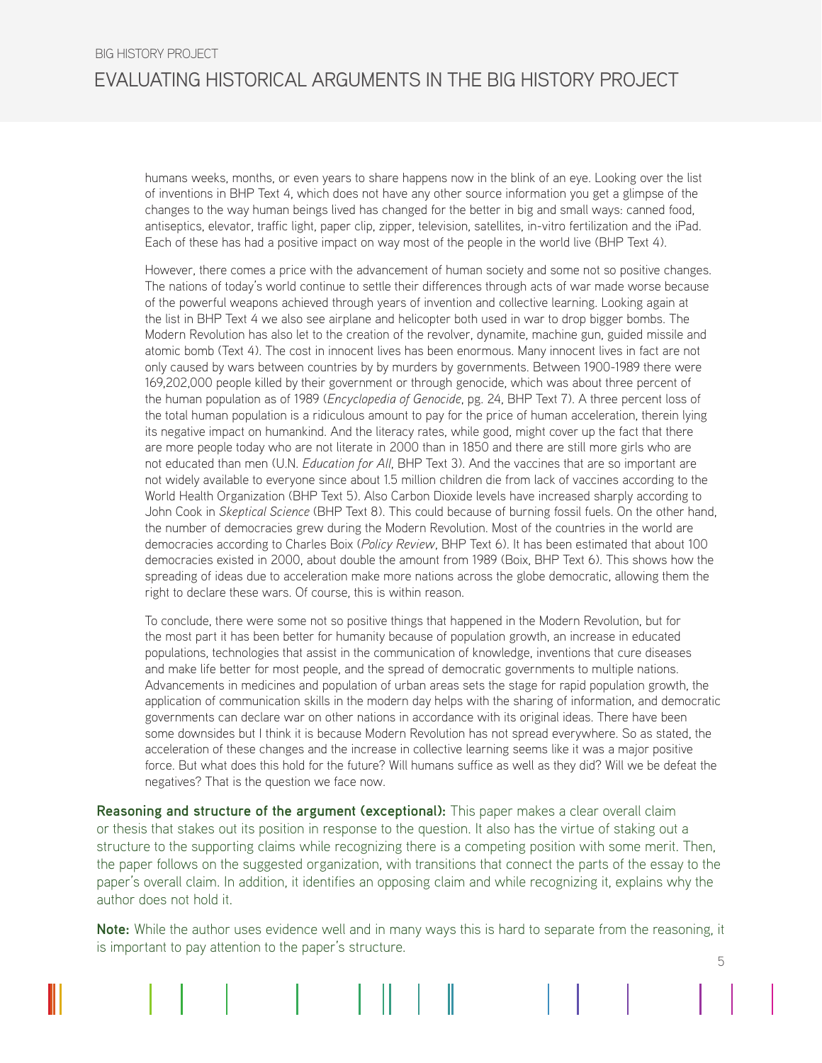humans weeks, months, or even years to share happens now in the blink of an eye. Looking over the list of inventions in BHP Text 4, which does not have any other source information you get a glimpse of the changes to the way human beings lived has changed for the better in big and small ways: canned food, antiseptics, elevator, traffic light, paper clip, zipper, television, satellites, in-vitro fertilization and the iPad. Each of these has had a positive impact on way most of the people in the world live (BHP Text 4).

However, there comes a price with the advancement of human society and some not so positive changes. The nations of today's world continue to settle their differences through acts of war made worse because of the powerful weapons achieved through years of invention and collective learning. Looking again at the list in BHP Text 4 we also see airplane and helicopter both used in war to drop bigger bombs. The Modern Revolution has also let to the creation of the revolver, dynamite, machine gun, guided missile and atomic bomb (Text 4). The cost in innocent lives has been enormous. Many innocent lives in fact are not only caused by wars between countries by by murders by governments. Between 1900-1989 there were 169,202,000 people killed by their government or through genocide, which was about three percent of the human population as of 1989 (*Encyclopedia of Genocide*, pg. 24, BHP Text 7). A three percent loss of the total human population is a ridiculous amount to pay for the price of human acceleration, therein lying its negative impact on humankind. And the literacy rates, while good, might cover up the fact that there are more people today who are not literate in 2000 than in 1850 and there are still more girls who are not educated than men (U.N. *Education for All*, BHP Text 3). And the vaccines that are so important are not widely available to everyone since about 1.5 million children die from lack of vaccines according to the World Health Organization (BHP Text 5). Also Carbon Dioxide levels have increased sharply according to John Cook in *Skeptical Science* (BHP Text 8). This could because of burning fossil fuels. On the other hand, the number of democracies grew during the Modern Revolution. Most of the countries in the world are democracies according to Charles Boix (*Policy Review*, BHP Text 6). It has been estimated that about 100 democracies existed in 2000, about double the amount from 1989 (Boix, BHP Text 6). This shows how the spreading of ideas due to acceleration make more nations across the globe democratic, allowing them the right to declare these wars. Of course, this is within reason.

To conclude, there were some not so positive things that happened in the Modern Revolution, but for the most part it has been better for humanity because of population growth, an increase in educated populations, technologies that assist in the communication of knowledge, inventions that cure diseases and make life better for most people, and the spread of democratic governments to multiple nations. Advancements in medicines and population of urban areas sets the stage for rapid population growth, the application of communication skills in the modern day helps with the sharing of information, and democratic governments can declare war on other nations in accordance with its original ideas. There have been some downsides but I think it is because Modern Revolution has not spread everywhere. So as stated, the acceleration of these changes and the increase in collective learning seems like it was a major positive force. But what does this hold for the future? Will humans suffice as well as they did? Will we be defeat the negatives? That is the question we face now.

**Reasoning and structure of the argument (exceptional):** This paper makes a clear overall claim or thesis that stakes out its position in response to the question. It also has the virtue of staking out a structure to the supporting claims while recognizing there is a competing position with some merit. Then, the paper follows on the suggested organization, with transitions that connect the parts of the essay to the paper's overall claim. In addition, it identifies an opposing claim and while recognizing it, explains why the author does not hold it.

**Note:** While the author uses evidence well and in many ways this is hard to separate from the reasoning, it is important to pay attention to the paper's structure.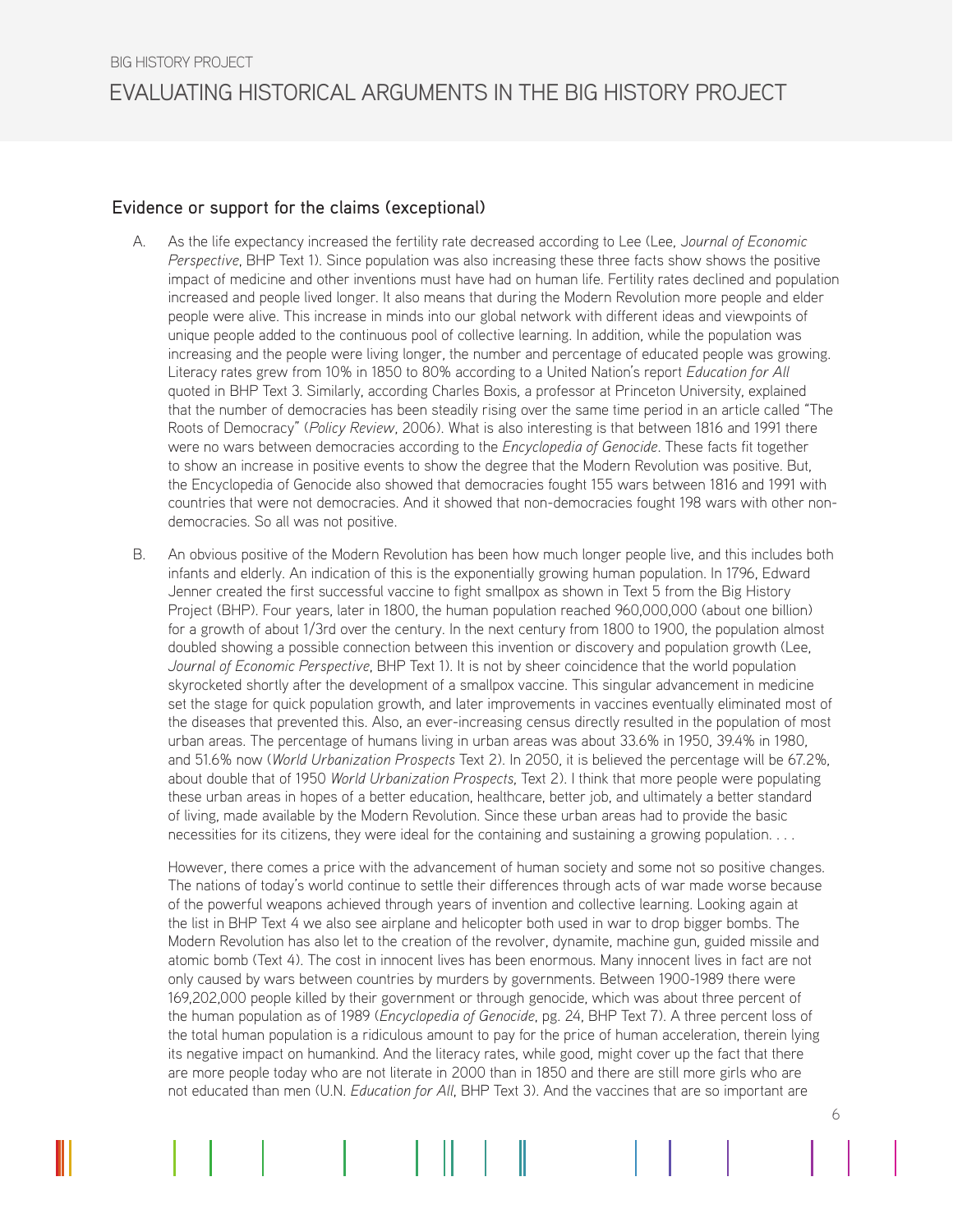## Evidence or support for the claims (exceptional)

A. As the life expectancy increased the fertility rate decreased according to Lee (Lee, *Journal of Economic Perspective*, BHP Text 1). Since population was also increasing these three facts show shows the positive impact of medicine and other inventions must have had on human life. Fertility rates declined and population increased and people lived longer. It also means that during the Modern Revolution more people and elder people were alive. This increase in minds into our global network with different ideas and viewpoints of unique people added to the continuous pool of collective learning. In addition, while the population was increasing and the people were living longer, the number and percentage of educated people was growing. Literacy rates grew from 10% in 1850 to 80% according to a United Nation's report *Education for All* quoted in BHP Text 3. Similarly, according Charles Boxis, a professor at Princeton University, explained that the number of democracies has been steadily rising over the same time period in an article called "The Roots of Democracy" (*Policy Review*, 2006). What is also interesting is that between 1816 and 1991 there were no wars between democracies according to the *Encyclopedia of Genocide*. These facts fit together to show an increase in positive events to show the degree that the Modern Revolution was positive. But, the Encyclopedia of Genocide also showed that democracies fought 155 wars between 1816 and 1991 with countries that were not democracies. And it showed that non-democracies fought 198 wars with other non-democracies. So all was not positive.

B. An obvious positive of the Modern Revolution has been how much longer people live, and this includes both infants and elderly. An indication of this is the exponentially growing human population. In 1796, Edward Jenner created the first successful vaccine to fight smallpox as shown in Text 5 from the Big History Project (BHP). Four years, later in 1800, the human population reached 960,000,000 (about one billion) for a growth of about 1/3rd over the century. In the next century from 1800 to 1900, the population almost doubled showing a possible connection between this invention or discovery and population growth (Lee, *Journal of Economic Perspective*, BHP Text 1). It is not by sheer coincidence that the world population skyrocketed shortly after the development of a smallpox vaccine. This singular advancement in medicine set the stage for quick population growth, and later improvements in vaccines eventually eliminated most of the diseases that prevented this. Also, an ever-increasing census directly resulted in the population of most urban areas. The percentage of humans living in urban areas was about 33.6% in 1950, 39.4% in 1980, and 51.6% now (*World Urbanization Prospects* Text 2). In 2050, it is believed the percentage will be 67.2%, about double that of 1950 *World Urbanization Prospects*, Text 2). I think that more people were populating these urban areas in hopes of a better education, healthcare, better job, and ultimately a better standard of living, made available by the Modern Revolution. Since these urban areas had to provide the basic necessities for its citizens, they were ideal for the containing and sustaining a growing population. . . .

However, there comes a price with the advancement of human society and some not so positive changes. The nations of today's world continue to settle their differences through acts of war made worse because of the powerful weapons achieved through years of invention and collective learning. Looking again at the list in BHP Text 4 we also see airplane and helicopter both used in war to drop bigger bombs. The Modern Revolution has also let to the creation of the revolver, dynamite, machine gun, guided missile and atomic bomb (Text 4). The cost in innocent lives has been enormous. Many innocent lives in fact are not only caused by wars between countries by murders by governments. Between 1900-1989 there were 169,202,000 people killed by their government or through genocide, which was about three percent of the human population as of 1989 (*Encyclopedia of Genocide*, pg. 24, BHP Text 7). A three percent loss of the total human population is a ridiculous amount to pay for the price of human acceleration, therein lying its negative impact on humankind. And the literacy rates, while good, might cover up the fact that there are more people today who are not literate in 2000 than in 1850 and there are still more girls who are not educated than men (U.N. *Education for All*, BHP Text 3). And the vaccines that are so important are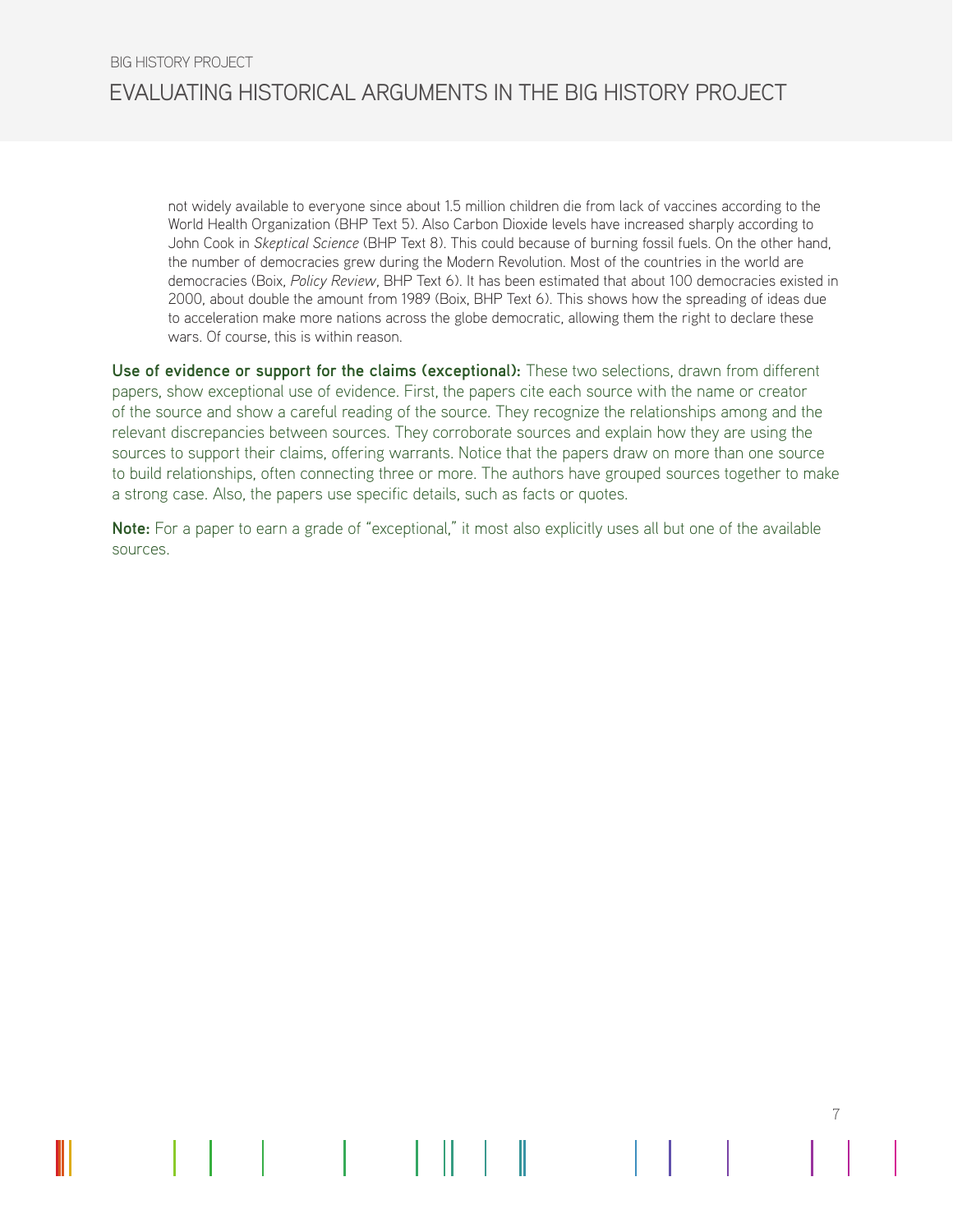> not widely available to everyone since about 1.5 million children die from lack of vaccines according to the World Health Organization (BHP Text 5). Also Carbon Dioxide levels have increased sharply according to John Cook in *Skeptical Science* (BHP Text 8). This could because of burning fossil fuels. On the other hand, the number of democracies grew during the Modern Revolution. Most of the countries in the world are democracies (Boix, *Policy Review*, BHP Text 6). It has been estimated that about 100 democracies existed in 2000, about double the amount from 1989 (Boix, BHP Text 6). This shows how the spreading of ideas due to acceleration make more nations across the globe democratic, allowing them the right to declare these wars. Of course, this is within reason.

**Use of evidence or support for the claims (exceptional):** These two selections, drawn from different papers, show exceptional use of evidence. First, the papers cite each source with the name or creator of the source and show a careful reading of the source. They recognize the relationships among and the relevant discrepancies between sources. They corroborate sources and explain how they are using the sources to support their claims, offering warrants. Notice that the papers draw on more than one source to build relationships, often connecting three or more. The authors have grouped sources together to make a strong case. Also, the papers use specific details, such as facts or quotes.

**Note:** For a paper to earn a grade of "exceptional," it most also explicitly uses all but one of the available sources.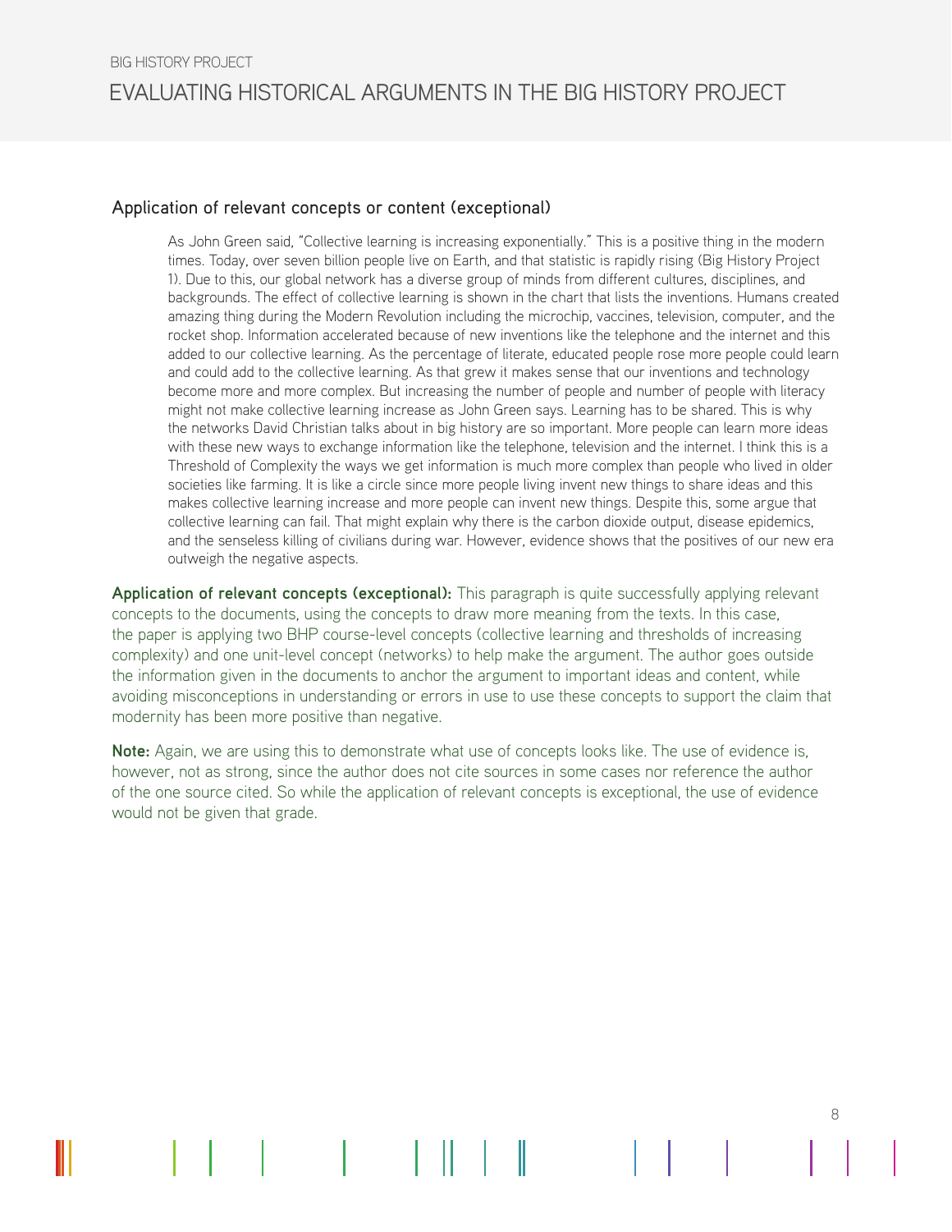## Application of relevant concepts or content (exceptional)

> As John Green said, "Collective learning is increasing exponentially." This is a positive thing in the modern times. Today, over seven billion people live on Earth, and that statistic is rapidly rising (Big History Project 1). Due to this, our global network has a diverse group of minds from different cultures, disciplines, and backgrounds. The effect of collective learning is shown in the chart that lists the inventions. Humans created amazing thing during the Modern Revolution including the microchip, vaccines, television, computer, and the rocket shop. Information accelerated because of new inventions like the telephone and the internet and this added to our collective learning. As the percentage of literate, educated people rose more people could learn and could add to the collective learning. As that grew it makes sense that our inventions and technology become more and more complex. But increasing the number of people and number of people with literacy might not make collective learning increase as John Green says. Learning has to be shared. This is why the networks David Christian talks about in big history are so important. More people can learn more ideas with these new ways to exchange information like the telephone, television and the internet. I think this is a Threshold of Complexity the ways we get information is much more complex than people who lived in older societies like farming. It is like a circle since more people living invent new things to share ideas and this makes collective learning increase and more people can invent new things. Despite this, some argue that collective learning can fail. That might explain why there is the carbon dioxide output, disease epidemics, and the senseless killing of civilians during war. However, evidence shows that the positives of our new era outweigh the negative aspects.

**Application of relevant concepts (exceptional):** This paragraph is quite successfully applying relevant concepts to the documents, using the concepts to draw more meaning from the texts. In this case, the paper is applying two BHP course-level concepts (collective learning and thresholds of increasing complexity) and one unit-level concept (networks) to help make the argument. The author goes outside the information given in the documents to anchor the argument to important ideas and content, while avoiding misconceptions in understanding or errors in use to use these concepts to support the claim that modernity has been more positive than negative.

**Note:** Again, we are using this to demonstrate what use of concepts looks like. The use of evidence is, however, not as strong, since the author does not cite sources in some cases nor reference the author of the one source cited. So while the application of relevant concepts is exceptional, the use of evidence would not be given that grade.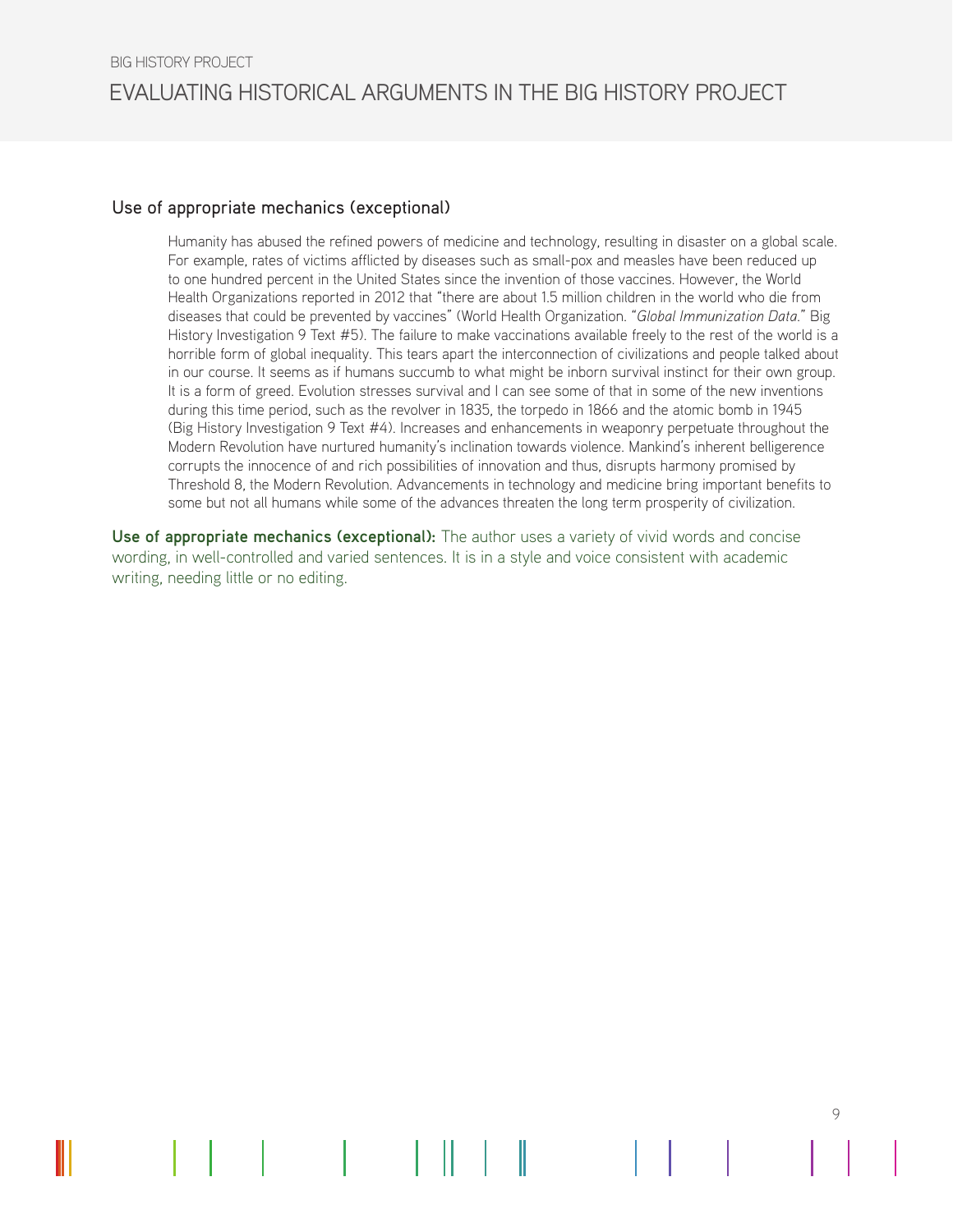### Use of appropriate mechanics (exceptional)

> Humanity has abused the refined powers of medicine and technology, resulting in disaster on a global scale. For example, rates of victims afflicted by diseases such as small-pox and measles have been reduced up to one hundred percent in the United States since the invention of those vaccines. However, the World Health Organizations reported in 2012 that "there are about 1.5 million children in the world who die from diseases that could be prevented by vaccines" (World Health Organization. "*Global Immunization Data*." Big History Investigation 9 Text #5). The failure to make vaccinations available freely to the rest of the world is a horrible form of global inequality. This tears apart the interconnection of civilizations and people talked about in our course. It seems as if humans succumb to what might be inborn survival instinct for their own group. It is a form of greed. Evolution stresses survival and I can see some of that in some of the new inventions during this time period, such as the revolver in 1835, the torpedo in 1866 and the atomic bomb in 1945 (Big History Investigation 9 Text #4). Increases and enhancements in weaponry perpetuate throughout the Modern Revolution have nurtured humanity's inclination towards violence. Mankind's inherent belligerence corrupts the innocence of and rich possibilities of innovation and thus, disrupts harmony promised by Threshold 8, the Modern Revolution. Advancements in technology and medicine bring important benefits to some but not all humans while some of the advances threaten the long term prosperity of civilization.

**Use of appropriate mechanics (exceptional):** The author uses a variety of vivid words and concise wording, in well-controlled and varied sentences. It is in a style and voice consistent with academic writing, needing little or no editing.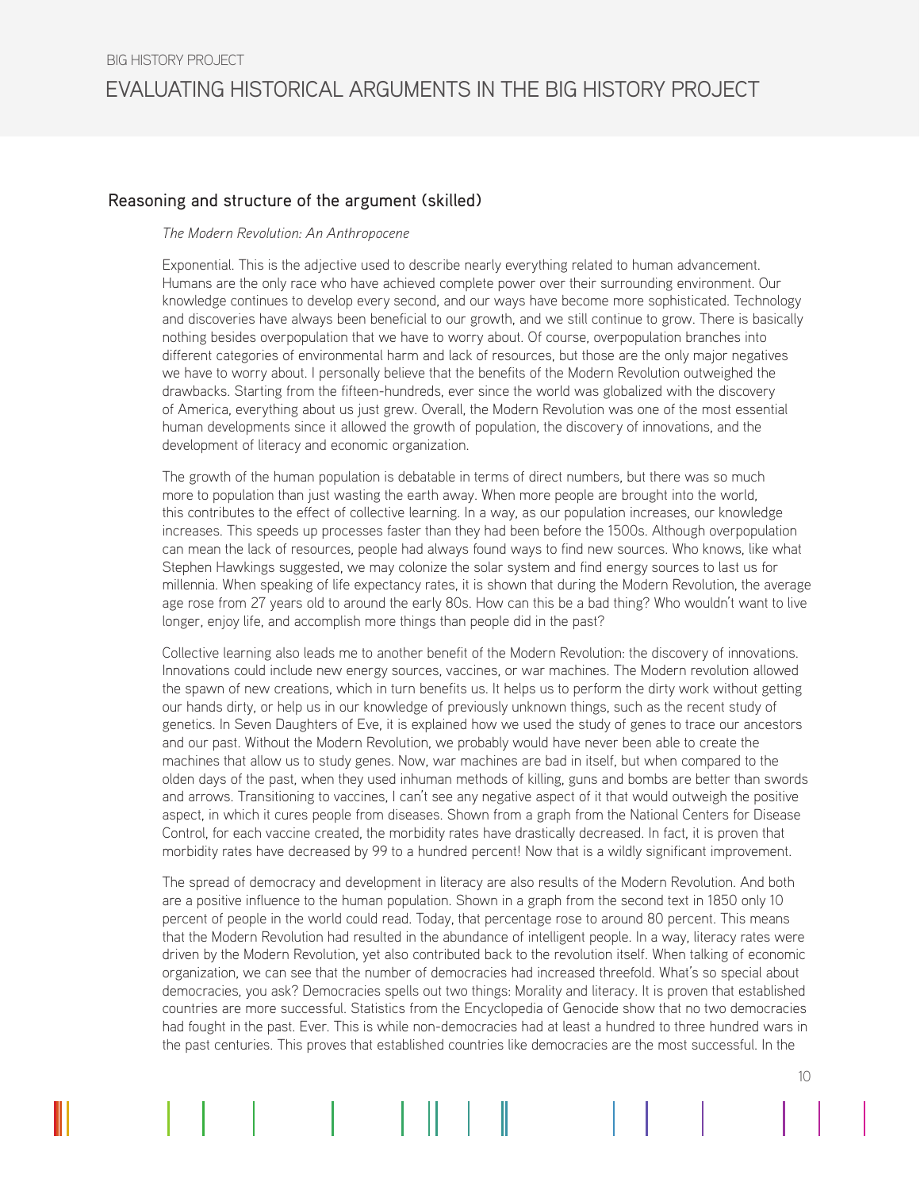## Reasoning and structure of the argument (skilled)

*The Modern Revolution: An Anthropocene*

Exponential. This is the adjective used to describe nearly everything related to human advancement. Humans are the only race who have achieved complete power over their surrounding environment. Our knowledge continues to develop every second, and our ways have become more sophisticated. Technology and discoveries have always been beneficial to our growth, and we still continue to grow. There is basically nothing besides overpopulation that we have to worry about. Of course, overpopulation branches into different categories of environmental harm and lack of resources, but those are the only major negatives we have to worry about. I personally believe that the benefits of the Modern Revolution outweighed the drawbacks. Starting from the fifteen-hundreds, ever since the world was globalized with the discovery of America, everything about us just grew. Overall, the Modern Revolution was one of the most essential human developments since it allowed the growth of population, the discovery of innovations, and the development of literacy and economic organization.

The growth of the human population is debatable in terms of direct numbers, but there was so much more to population than just wasting the earth away. When more people are brought into the world, this contributes to the effect of collective learning. In a way, as our population increases, our knowledge increases. This speeds up processes faster than they had been before the 1500s. Although overpopulation can mean the lack of resources, people had always found ways to find new sources. Who knows, like what Stephen Hawkings suggested, we may colonize the solar system and find energy sources to last us for millennia. When speaking of life expectancy rates, it is shown that during the Modern Revolution, the average age rose from 27 years old to around the early 80s. How can this be a bad thing? Who wouldn't want to live longer, enjoy life, and accomplish more things than people did in the past?

Collective learning also leads me to another benefit of the Modern Revolution: the discovery of innovations. Innovations could include new energy sources, vaccines, or war machines. The Modern revolution allowed the spawn of new creations, which in turn benefits us. It helps us to perform the dirty work without getting our hands dirty, or help us in our knowledge of previously unknown things, such as the recent study of genetics. In Seven Daughters of Eve, it is explained how we used the study of genes to trace our ancestors and our past. Without the Modern Revolution, we probably would have never been able to create the machines that allow us to study genes. Now, war machines are bad in itself, but when compared to the olden days of the past, when they used inhuman methods of killing, guns and bombs are better than swords and arrows. Transitioning to vaccines, I can't see any negative aspect of it that would outweigh the positive aspect, in which it cures people from diseases. Shown from a graph from the National Centers for Disease Control, for each vaccine created, the morbidity rates have drastically decreased. In fact, it is proven that morbidity rates have decreased by 99 to a hundred percent! Now that is a wildly significant improvement.

The spread of democracy and development in literacy are also results of the Modern Revolution. And both are a positive influence to the human population. Shown in a graph from the second text in 1850 only 10 percent of people in the world could read. Today, that percentage rose to around 80 percent. This means that the Modern Revolution had resulted in the abundance of intelligent people. In a way, literacy rates were driven by the Modern Revolution, yet also contributed back to the revolution itself. When talking of economic organization, we can see that the number of democracies had increased threefold. What's so special about democracies, you ask? Democracies spells out two things: Morality and literacy. It is proven that established countries are more successful. Statistics from the Encyclopedia of Genocide show that no two democracies had fought in the past. Ever. This is while non-democracies had at least a hundred to three hundred wars in the past centuries. This proves that established countries like democracies are the most successful. In the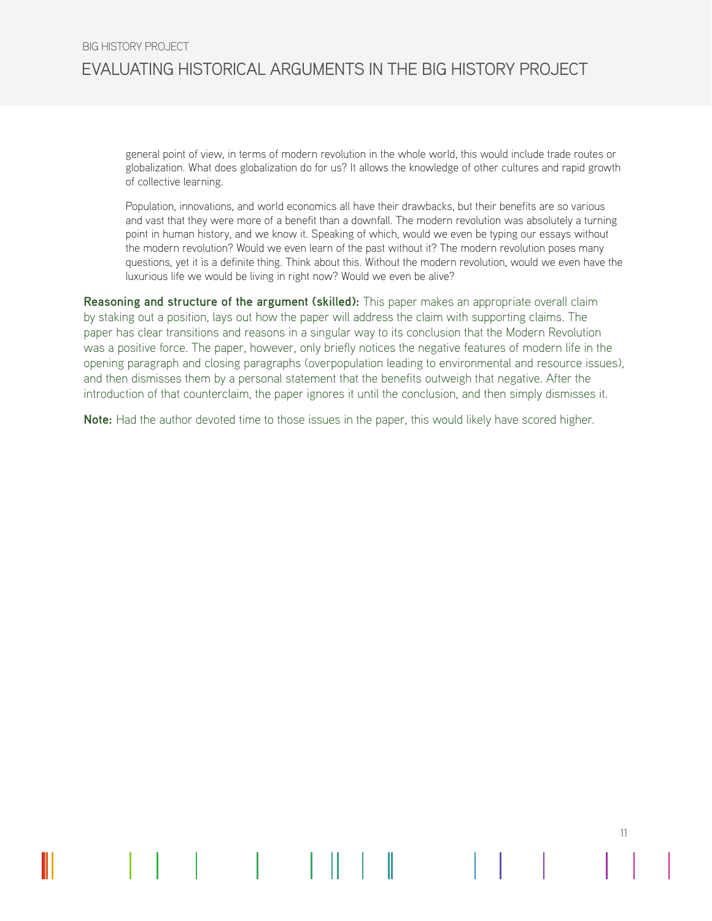general point of view, in terms of modern revolution in the whole world, this would include trade routes or globalization. What does globalization do for us? It allows the knowledge of other cultures and rapid growth of collective learning.

Population, innovations, and world economics all have their drawbacks, but their benefits are so various and vast that they were more of a benefit than a downfall. The modern revolution was absolutely a turning point in human history, and we know it. Speaking of which, would we even be typing our essays without the modern revolution? Would we even learn of the past without it? The modern revolution poses many questions, yet it is a definite thing. Think about this. Without the modern revolution, would we even have the luxurious life we would be living in right now? Would we even be alive?

**Reasoning and structure of the argument (skilled):** This paper makes an appropriate overall claim by staking out a position, lays out how the paper will address the claim with supporting claims. The paper has clear transitions and reasons in a singular way to its conclusion that the Modern Revolution was a positive force. The paper, however, only briefly notices the negative features of modern life in the opening paragraph and closing paragraphs (overpopulation leading to environmental and resource issues), and then dismisses them by a personal statement that the benefits outweigh that negative. After the introduction of that counterclaim, the paper ignores it until the conclusion, and then simply dismisses it.

**Note:** Had the author devoted time to those issues in the paper, this would likely have scored higher.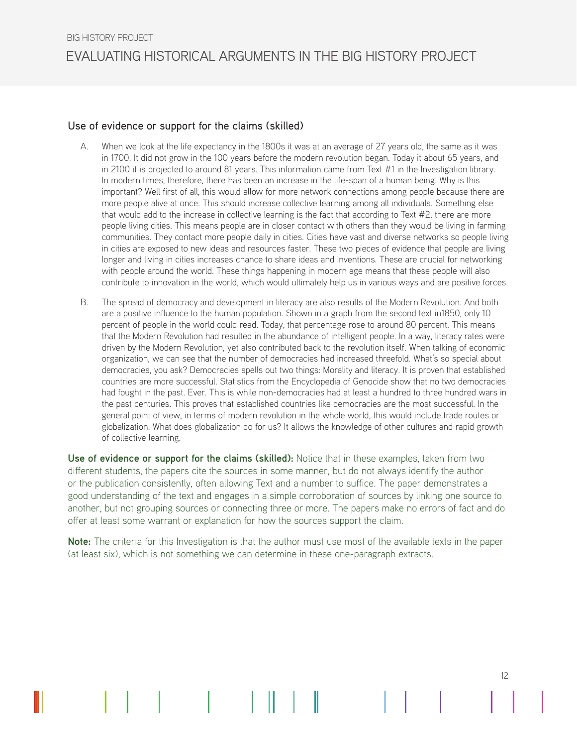## Use of evidence or support for the claims (skilled)

A. When we look at the life expectancy in the 1800s it was at an average of 27 years old, the same as it was in 1700. It did not grow in the 100 years before the modern revolution began. Today it about 65 years, and in 2100 it is projected to around 81 years. This information came from Text #1 in the Investigation library. In modern times, therefore, there has been an increase in the life-span of a human being. Why is this important? Well first of all, this would allow for more network connections among people because there are more people alive at once. This should increase collective learning among all individuals. Something else that would add to the increase in collective learning is the fact that according to Text #2, there are more people living cities. This means people are in closer contact with others than they would be living in farming communities. They contact more people daily in cities. Cities have vast and diverse networks so people living in cities are exposed to new ideas and resources faster. These two pieces of evidence that people are living longer and living in cities increases chance to share ideas and inventions. These are crucial for networking with people around the world. These things happening in modern age means that these people will also contribute to innovation in the world, which would ultimately help us in various ways and are positive forces.

B. The spread of democracy and development in literacy are also results of the Modern Revolution. And both are a positive influence to the human population. Shown in a graph from the second text in1850, only 10 percent of people in the world could read. Today, that percentage rose to around 80 percent. This means that the Modern Revolution had resulted in the abundance of intelligent people. In a way, literacy rates were driven by the Modern Revolution, yet also contributed back to the revolution itself. When talking of economic organization, we can see that the number of democracies had increased threefold. What's so special about democracies, you ask? Democracies spells out two things: Morality and literacy. It is proven that established countries are more successful. Statistics from the Encyclopedia of Genocide show that no two democracies had fought in the past. Ever. This is while non-democracies had at least a hundred to three hundred wars in the past centuries. This proves that established countries like democracies are the most successful. In the general point of view, in terms of modern revolution in the whole world, this would include trade routes or globalization. What does globalization do for us? It allows the knowledge of other cultures and rapid growth of collective learning.

**Use of evidence or support for the claims (skilled):** Notice that in these examples, taken from two different students, the papers cite the sources in some manner, but do not always identify the author or the publication consistently, often allowing Text and a number to suffice. The paper demonstrates a good understanding of the text and engages in a simple corroboration of sources by linking one source to another, but not grouping sources or connecting three or more. The papers make no errors of fact and do offer at least some warrant or explanation for how the sources support the claim.

**Note:** The criteria for this Investigation is that the author must use most of the available texts in the paper (at least six), which is not something we can determine in these one-paragraph extracts.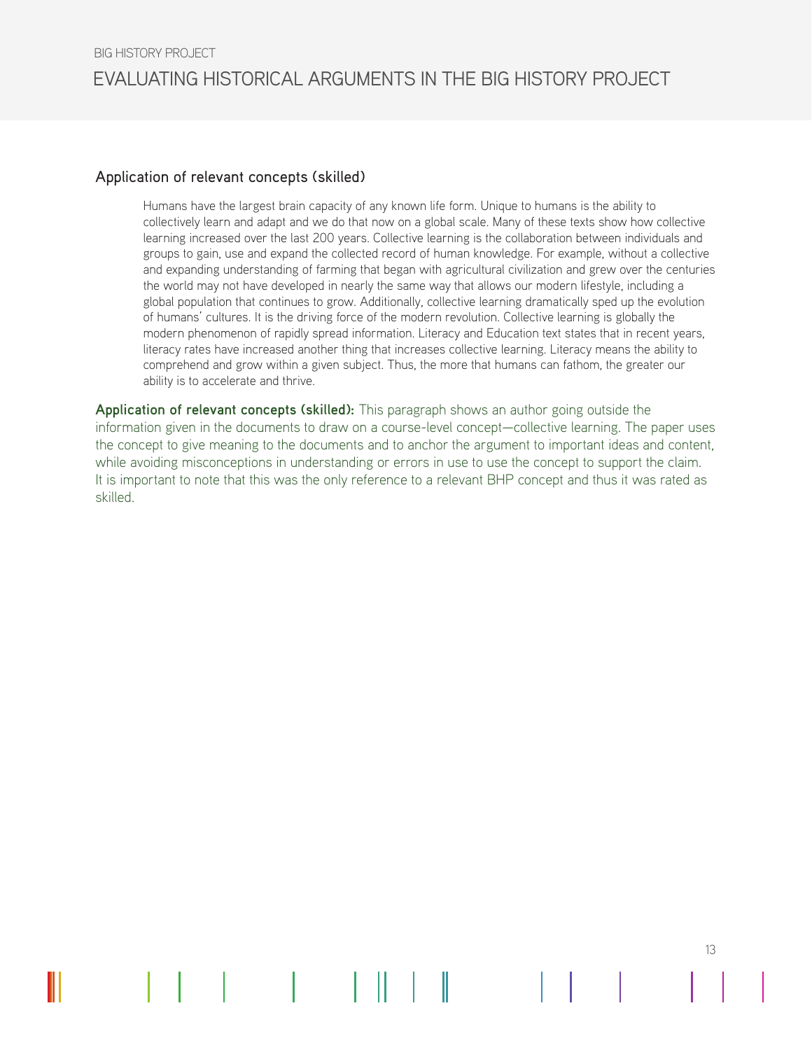## Application of relevant concepts (skilled)

> Humans have the largest brain capacity of any known life form. Unique to humans is the ability to collectively learn and adapt and we do that now on a global scale. Many of these texts show how collective learning increased over the last 200 years. Collective learning is the collaboration between individuals and groups to gain, use and expand the collected record of human knowledge. For example, without a collective and expanding understanding of farming that began with agricultural civilization and grew over the centuries the world may not have developed in nearly the same way that allows our modern lifestyle, including a global population that continues to grow. Additionally, collective learning dramatically sped up the evolution of humans' cultures. It is the driving force of the modern revolution. Collective learning is globally the modern phenomenon of rapidly spread information. Literacy and Education text states that in recent years, literacy rates have increased another thing that increases collective learning. Literacy means the ability to comprehend and grow within a given subject. Thus, the more that humans can fathom, the greater our ability is to accelerate and thrive.

**Application of relevant concepts (skilled):** This paragraph shows an author going outside the information given in the documents to draw on a course-level concept—collective learning. The paper uses the concept to give meaning to the documents and to anchor the argument to important ideas and content, while avoiding misconceptions in understanding or errors in use to use the concept to support the claim. It is important to note that this was the only reference to a relevant BHP concept and thus it was rated as skilled.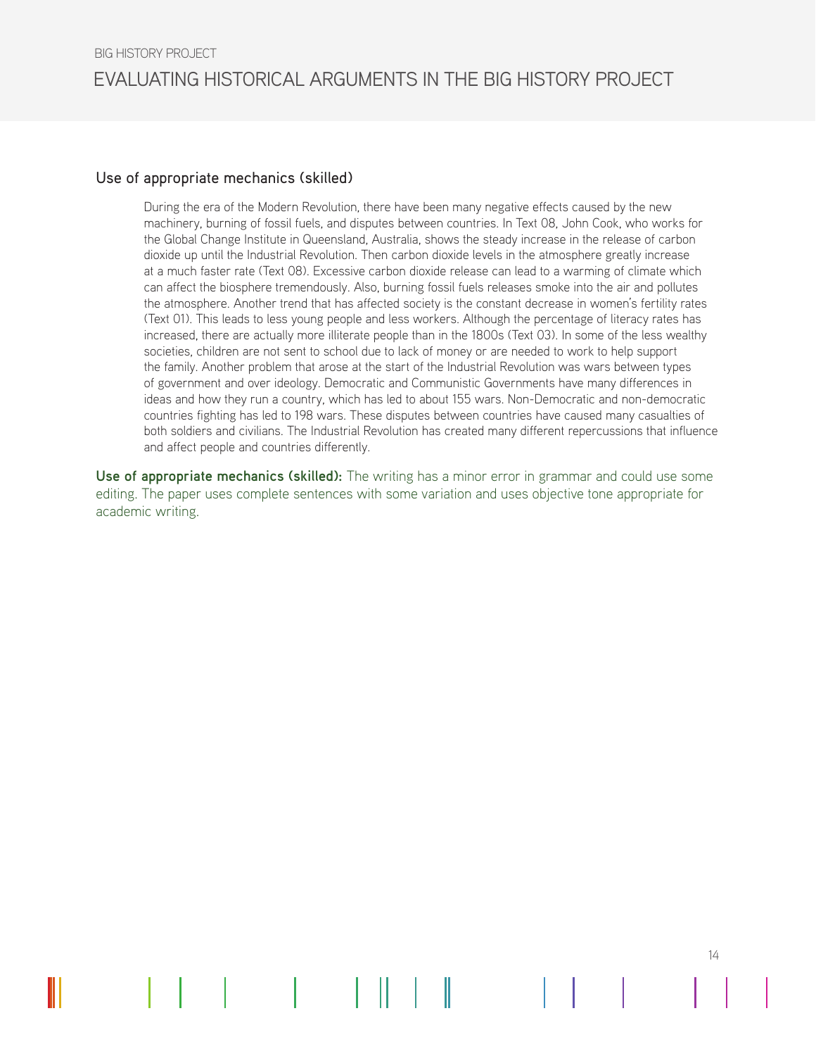### Use of appropriate mechanics (skilled)

> During the era of the Modern Revolution, there have been many negative effects caused by the new machinery, burning of fossil fuels, and disputes between countries. In Text 08, John Cook, who works for the Global Change Institute in Queensland, Australia, shows the steady increase in the release of carbon dioxide up until the Industrial Revolution. Then carbon dioxide levels in the atmosphere greatly increase at a much faster rate (Text 08). Excessive carbon dioxide release can lead to a warming of climate which can affect the biosphere tremendously. Also, burning fossil fuels releases smoke into the air and pollutes the atmosphere. Another trend that has affected society is the constant decrease in women's fertility rates (Text 01). This leads to less young people and less workers. Although the percentage of literacy rates has increased, there are actually more illiterate people than in the 1800s (Text 03). In some of the less wealthy societies, children are not sent to school due to lack of money or are needed to work to help support the family. Another problem that arose at the start of the Industrial Revolution was wars between types of government and over ideology. Democratic and Communistic Governments have many differences in ideas and how they run a country, which has led to about 155 wars. Non-Democratic and non-democratic countries fighting has led to 198 wars. These disputes between countries have caused many casualties of both soldiers and civilians. The Industrial Revolution has created many different repercussions that influence and affect people and countries differently.

**Use of appropriate mechanics (skilled):** The writing has a minor error in grammar and could use some editing. The paper uses complete sentences with some variation and uses objective tone appropriate for academic writing.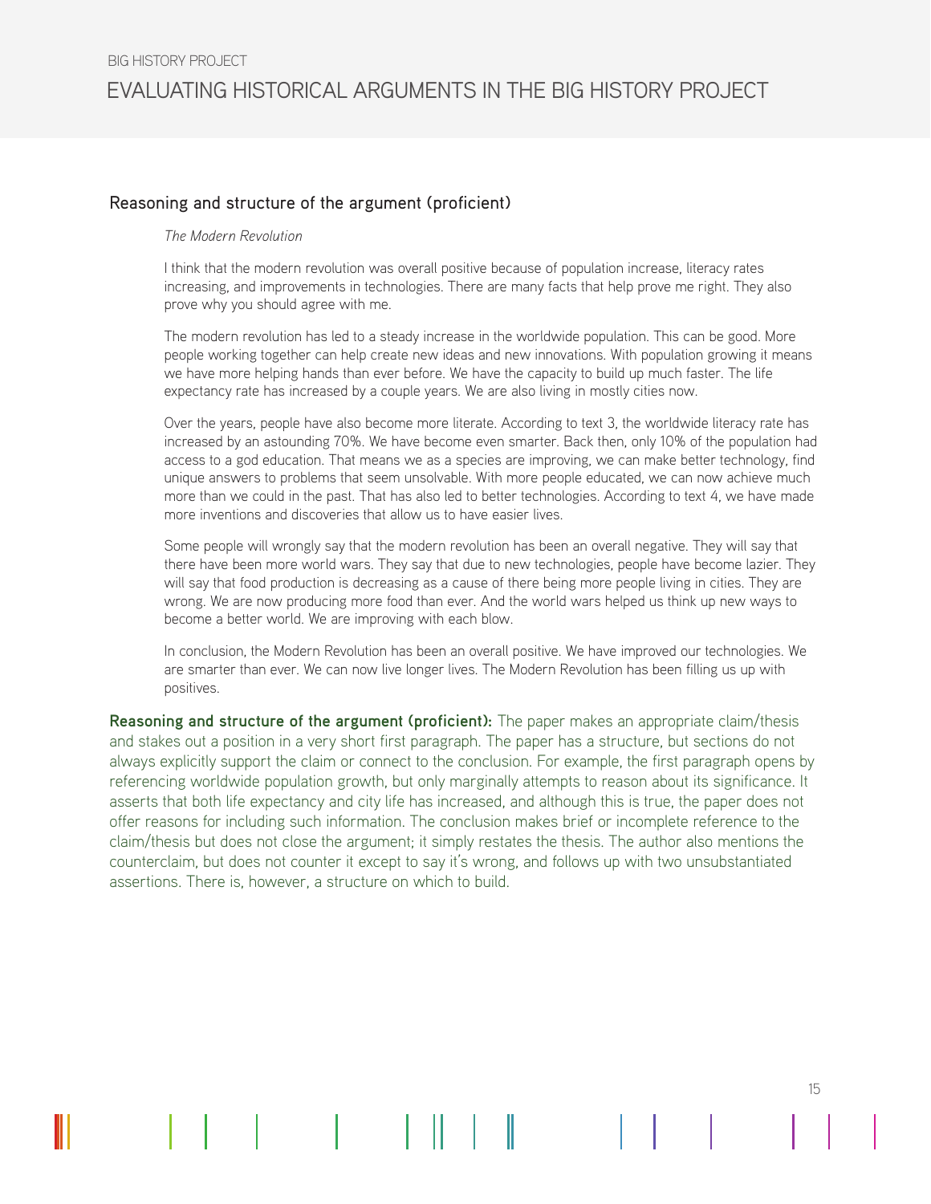## Reasoning and structure of the argument (proficient)

*The Modern Revolution*

I think that the modern revolution was overall positive because of population increase, literacy rates increasing, and improvements in technologies. There are many facts that help prove me right. They also prove why you should agree with me.

The modern revolution has led to a steady increase in the worldwide population. This can be good. More people working together can help create new ideas and new innovations. With population growing it means we have more helping hands than ever before. We have the capacity to build up much faster. The life expectancy rate has increased by a couple years. We are also living in mostly cities now.

Over the years, people have also become more literate. According to text 3, the worldwide literacy rate has increased by an astounding 70%. We have become even smarter. Back then, only 10% of the population had access to a god education. That means we as a species are improving, we can make better technology, find unique answers to problems that seem unsolvable. With more people educated, we can now achieve much more than we could in the past. That has also led to better technologies. According to text 4, we have made more inventions and discoveries that allow us to have easier lives.

Some people will wrongly say that the modern revolution has been an overall negative. They will say that there have been more world wars. They say that due to new technologies, people have become lazier. They will say that food production is decreasing as a cause of there being more people living in cities. They are wrong. We are now producing more food than ever. And the world wars helped us think up new ways to become a better world. We are improving with each blow.

In conclusion, the Modern Revolution has been an overall positive. We have improved our technologies. We are smarter than ever. We can now live longer lives. The Modern Revolution has been filling us up with positives.

**Reasoning and structure of the argument (proficient):** The paper makes an appropriate claim/thesis and stakes out a position in a very short first paragraph. The paper has a structure, but sections do not always explicitly support the claim or connect to the conclusion. For example, the first paragraph opens by referencing worldwide population growth, but only marginally attempts to reason about its significance. It asserts that both life expectancy and city life has increased, and although this is true, the paper does not offer reasons for including such information. The conclusion makes brief or incomplete reference to the claim/thesis but does not close the argument; it simply restates the thesis. The author also mentions the counterclaim, but does not counter it except to say it's wrong, and follows up with two unsubstantiated assertions. There is, however, a structure on which to build.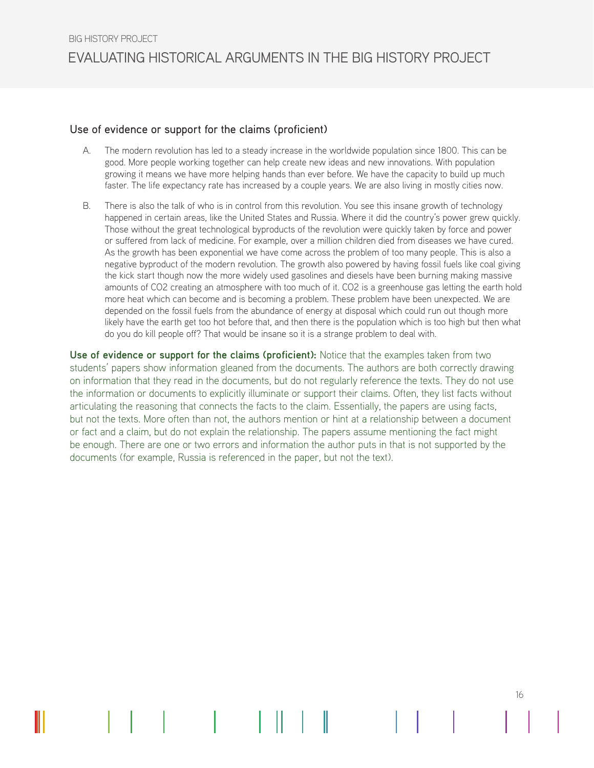## Use of evidence or support for the claims (proficient)

A. The modern revolution has led to a steady increase in the worldwide population since 1800. This can be good. More people working together can help create new ideas and new innovations. With population growing it means we have more helping hands than ever before. We have the capacity to build up much faster. The life expectancy rate has increased by a couple years. We are also living in mostly cities now.

B. There is also the talk of who is in control from this revolution. You see this insane growth of technology happened in certain areas, like the United States and Russia. Where it did the country's power grew quickly. Those without the great technological byproducts of the revolution were quickly taken by force and power or suffered from lack of medicine. For example, over a million children died from diseases we have cured. As the growth has been exponential we have come across the problem of too many people. This is also a negative byproduct of the modern revolution. The growth also powered by having fossil fuels like coal giving the kick start though now the more widely used gasolines and diesels have been burning making massive amounts of $CO_2$ creating an atmosphere with too much of it. $CO_2$ is a greenhouse gas letting the earth hold more heat which can become and is becoming a problem. These problem have been unexpected. We are depended on the fossil fuels from the abundance of energy at disposal which could run out though more likely have the earth get too hot before that, and then there is the population which is too high but then what do you do kill people off? That would be insane so it is a strange problem to deal with.

**Use of evidence or support for the claims (proficient):** Notice that the examples taken from two students' papers show information gleaned from the documents. The authors are both correctly drawing on information that they read in the documents, but do not regularly reference the texts. They do not use the information or documents to explicitly illuminate or support their claims. Often, they list facts without articulating the reasoning that connects the facts to the claim. Essentially, the papers are using facts, but not the texts. More often than not, the authors mention or hint at a relationship between a document or fact and a claim, but do not explain the relationship. The papers assume mentioning the fact might be enough. There are one or two errors and information the author puts in that is not supported by the documents (for example, Russia is referenced in the paper, but not the text).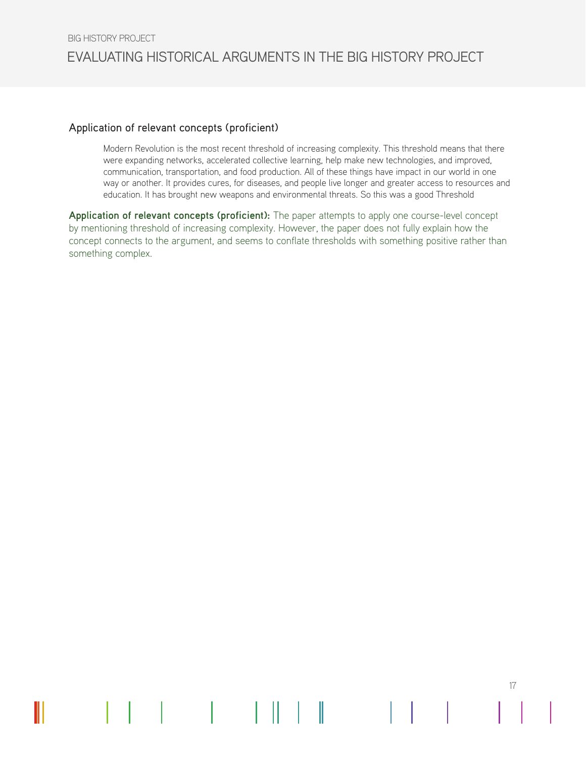### Application of relevant concepts (proficient)

> Modern Revolution is the most recent threshold of increasing complexity. This threshold means that there were expanding networks, accelerated collective learning, help make new technologies, and improved, communication, transportation, and food production. All of these things have impact in our world in one way or another. It provides cures, for diseases, and people live longer and greater access to resources and education. It has brought new weapons and environmental threats. So this was a good Threshold

**Application of relevant concepts (proficient):** The paper attempts to apply one course-level concept by mentioning threshold of increasing complexity. However, the paper does not fully explain how the concept connects to the argument, and seems to conflate thresholds with something positive rather than something complex.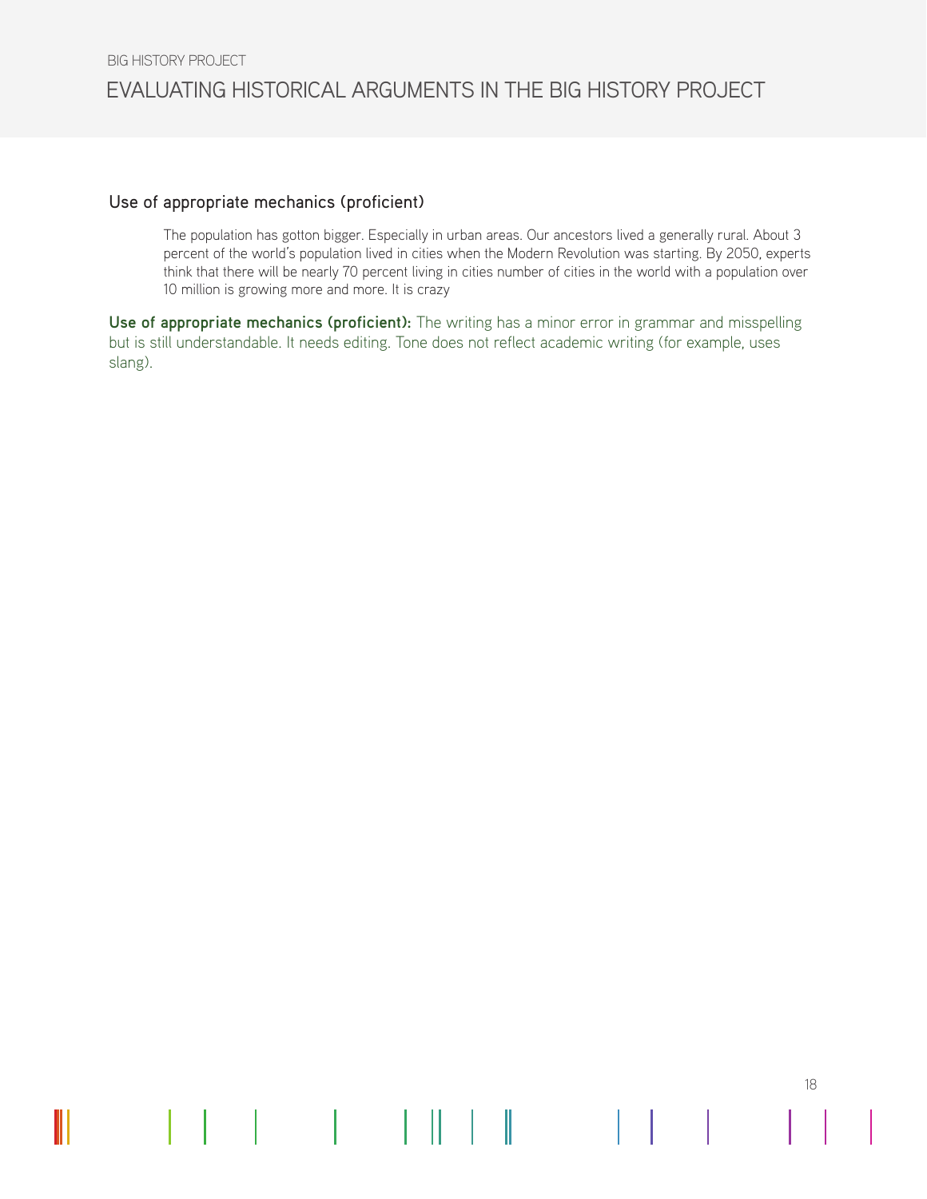### Use of appropriate mechanics (proficient)

> The population has gotton bigger. Especially in urban areas. Our ancestors lived a generally rural. About 3 percent of the world's population lived in cities when the Modern Revolution was starting. By 2050, experts think that there will be nearly 70 percent living in cities number of cities in the world with a population over 10 million is growing more and more. It is crazy

**Use of appropriate mechanics (proficient):** The writing has a minor error in grammar and misspelling but is still understandable. It needs editing. Tone does not reflect academic writing (for example, uses slang).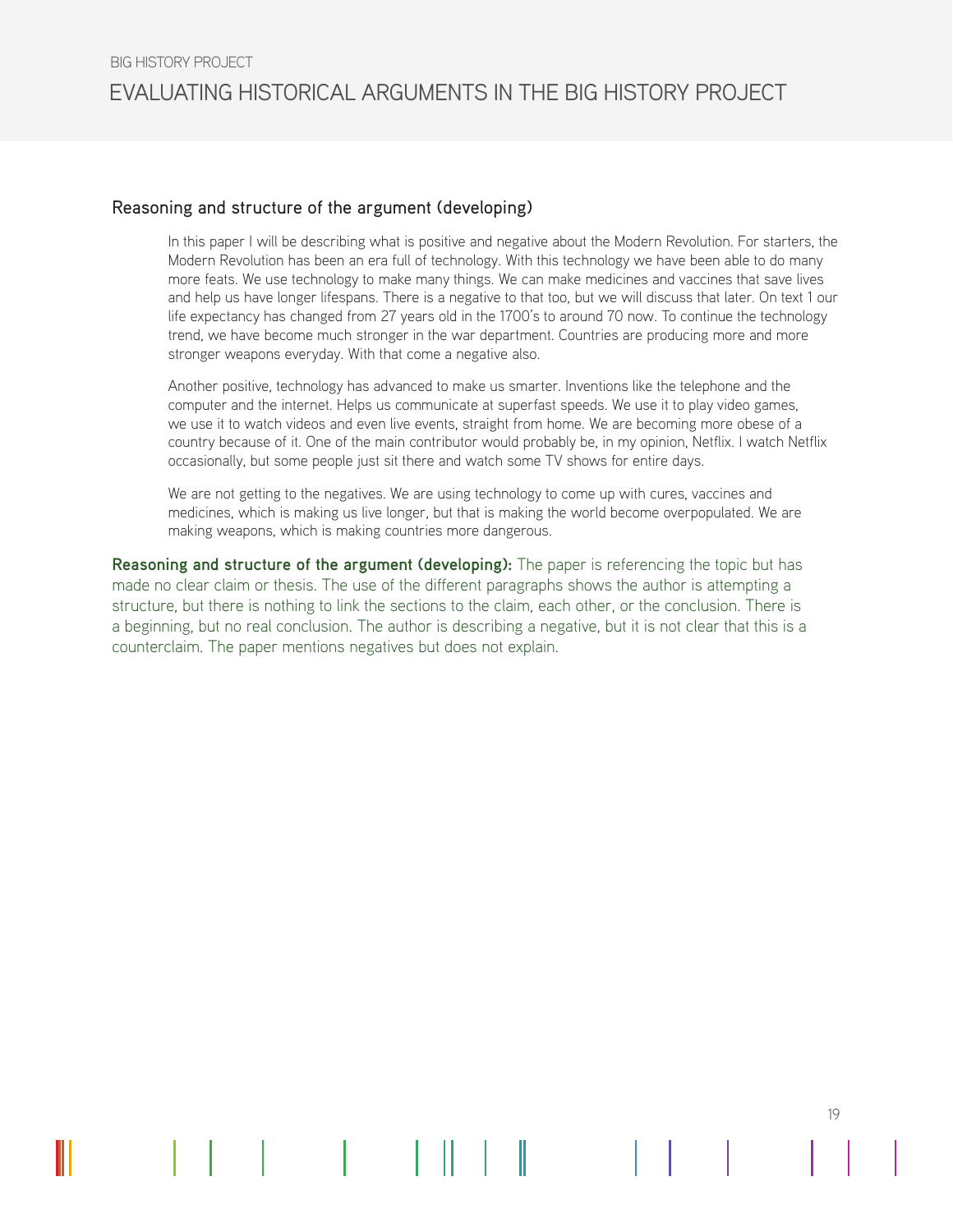#### Reasoning and structure of the argument (developing)

> In this paper I will be describing what is positive and negative about the Modern Revolution. For starters, the Modern Revolution has been an era full of technology. With this technology we have been able to do many more feats. We use technology to make many things. We can make medicines and vaccines that save lives and help us have longer lifespans. There is a negative to that too, but we will discuss that later. On text 1 our life expectancy has changed from 27 years old in the 1700's to around 70 now. To continue the technology trend, we have become much stronger in the war department. Countries are producing more and more stronger weapons everyday. With that come a negative also.
>
> Another positive, technology has advanced to make us smarter. Inventions like the telephone and the computer and the internet. Helps us communicate at superfast speeds. We use it to play video games, we use it to watch videos and even live events, straight from home. We are becoming more obese of a country because of it. One of the main contributor would probably be, in my opinion, Netflix. I watch Netflix occasionally, but some people just sit there and watch some TV shows for entire days.
>
> We are not getting to the negatives. We are using technology to come up with cures, vaccines and medicines, which is making us live longer, but that is making the world become overpopulated. We are making weapons, which is making countries more dangerous.

**Reasoning and structure of the argument (developing):** The paper is referencing the topic but has made no clear claim or thesis. The use of the different paragraphs shows the author is attempting a structure, but there is nothing to link the sections to the claim, each other, or the conclusion. There is a beginning, but no real conclusion. The author is describing a negative, but it is not clear that this is a counterclaim. The paper mentions negatives but does not explain.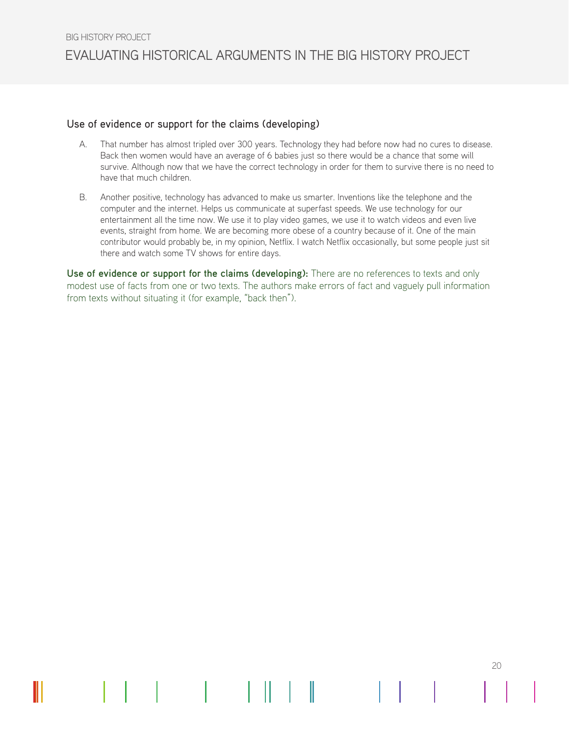### Use of evidence or support for the claims (developing)

A. That number has almost tripled over 300 years. Technology they had before now had no cures to disease. Back then women would have an average of 6 babies just so there would be a chance that some will survive. Although now that we have the correct technology in order for them to survive there is no need to have that much children.

B. Another positive, technology has advanced to make us smarter. Inventions like the telephone and the computer and the internet. Helps us communicate at superfast speeds. We use technology for our entertainment all the time now. We use it to play video games, we use it to watch videos and even live events, straight from home. We are becoming more obese of a country because of it. One of the main contributor would probably be, in my opinion, Netflix. I watch Netflix occasionally, but some people just sit there and watch some TV shows for entire days.

**Use of evidence or support for the claims (developing):** There are no references to texts and only modest use of facts from one or two texts. The authors make errors of fact and vaguely pull information from texts without situating it (for example, "back then").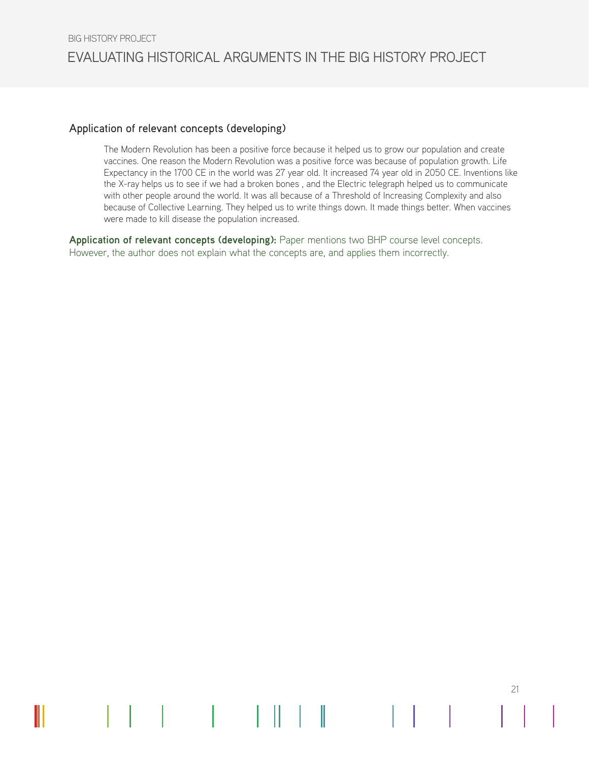### Application of relevant concepts (developing)

> The Modern Revolution has been a positive force because it helped us to grow our population and create vaccines. One reason the Modern Revolution was a positive force was because of population growth. Life Expectancy in the 1700 CE in the world was 27 year old. It increased 74 year old in 2050 CE. Inventions like the X-ray helps us to see if we had a broken bones , and the Electric telegraph helped us to communicate with other people around the world. It was all because of a Threshold of Increasing Complexity and also because of Collective Learning. They helped us to write things down. It made things better. When vaccines were made to kill disease the population increased.

**Application of relevant concepts (developing):** Paper mentions two BHP course level concepts. However, the author does not explain what the concepts are, and applies them incorrectly.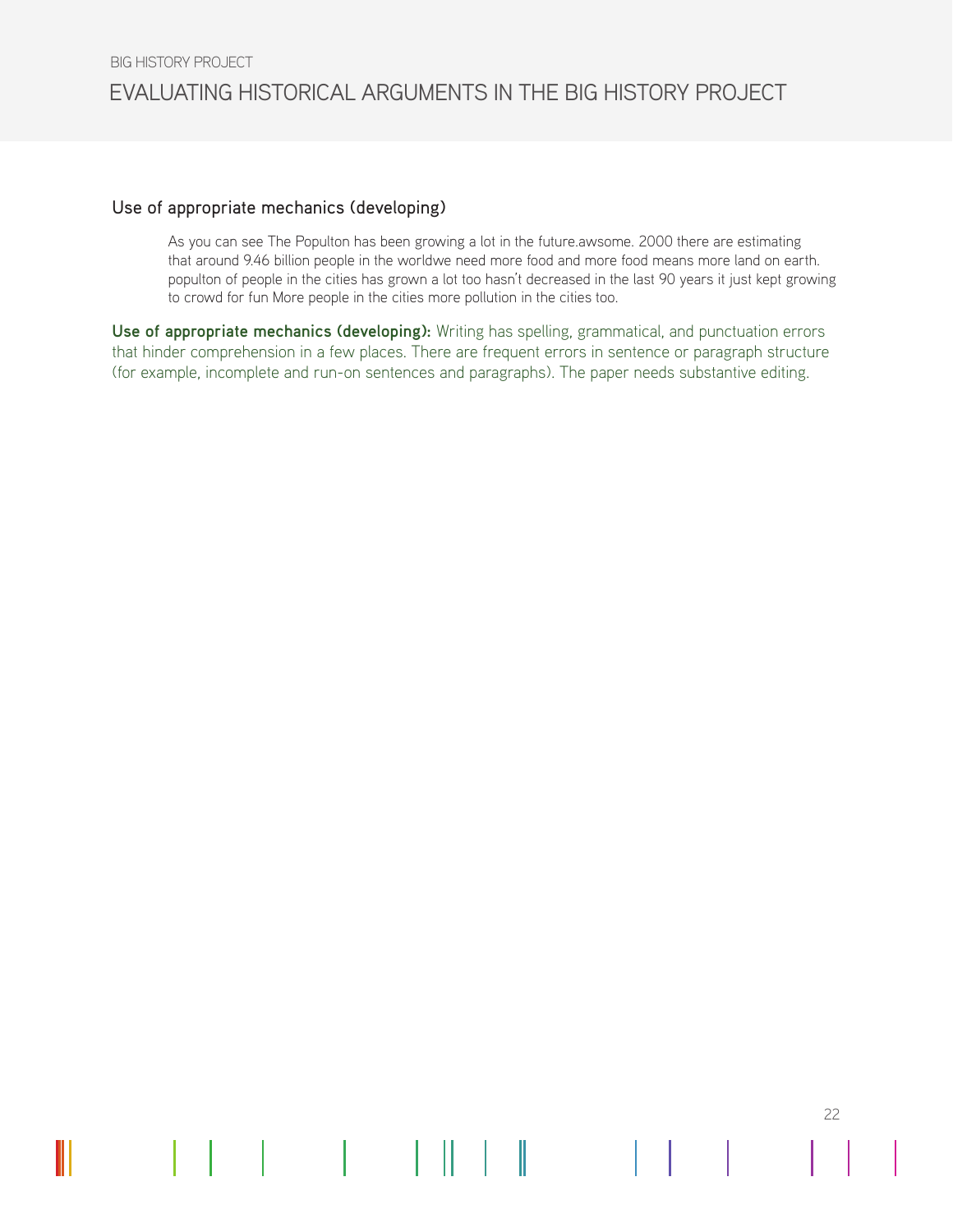### Use of appropriate mechanics (developing)

> As you can see The Populton has been growing a lot in the future.awsome. 2000 there are estimating that around 9.46 billion people in the worldwe need more food and more food means more land on earth. populton of people in the cities has grown a lot too hasn't decreased in the last 90 years it just kept growing to crowd for fun More people in the cities more pollution in the cities too.

**Use of appropriate mechanics (developing):** Writing has spelling, grammatical, and punctuation errors that hinder comprehension in a few places. There are frequent errors in sentence or paragraph structure (for example, incomplete and run-on sentences and paragraphs). The paper needs substantive editing.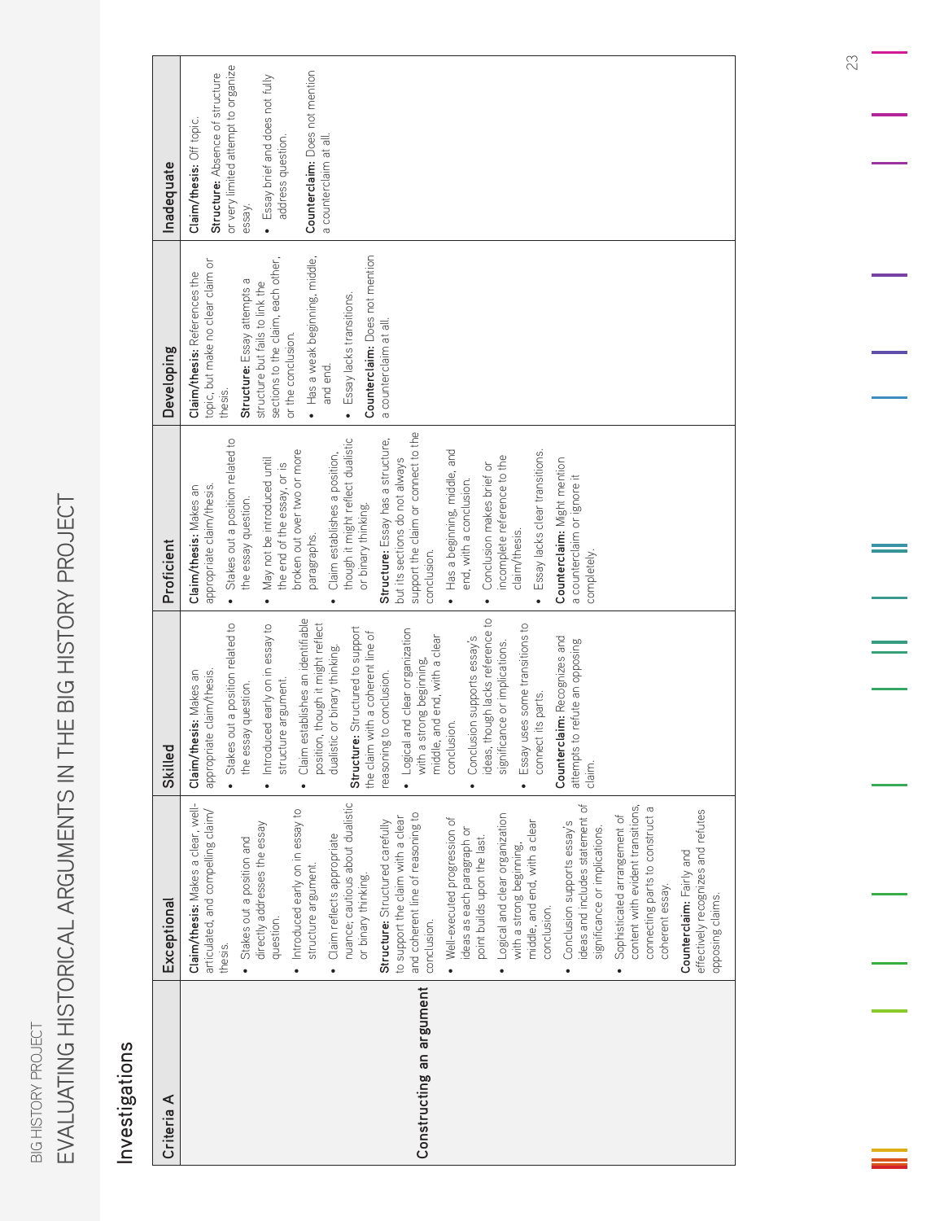## Investigations

| Criteria A | Exceptional | Skilled | Proficient | Developing | Inadequate |
|---|---|---|---|---|---|
| **Constructing an argument** | **Claim/thesis:** Makes a clear, well-articulated, and compelling claim/thesis.<br>• Stakes out a position and directly addresses the essay question.<br>• Introduced early on in essay to structure argument.<br>• Claim reflects appropriate nuance; cautious about dualistic or binary thinking.<br>**Structure:** Structured carefully to support the claim with a clear and coherent line of reasoning to conclusion.<br>• Well-executed progression of ideas as each paragraph or point builds upon the last.<br>• Logical and clear organization with a strong beginning, middle, and end, with a clear conclusion.<br>• Conclusion supports essay's ideas and includes statement of significance or implications.<br>• Sophisticated arrangement of content with evident transitions, connecting parts to construct a coherent essay.<br>**Counterclaim:** Fairly and effectively recognizes and refutes opposing claims. | **Claim/thesis:** Makes an appropriate claim/thesis.<br>• Stakes out a position related to the essay question.<br>• Introduced early on in essay to structure argument.<br>• Claim establishes an identifiable position, though it might reflect dualistic or binary thinking.<br>**Structure:** Structured to support the claim with a coherent line of reasoning to conclusion.<br>• Logical and clear organization with a strong beginning, middle, and end, with a clear conclusion.<br>• Conclusion supports essay's ideas, though lacks reference to significance or implications.<br>• Essay uses some transitions to connect its parts.<br>**Counterclaim:** Recognizes and attempts to refute an opposing claim. | **Claim/thesis:** Makes an appropriate claim/thesis.<br>• Stakes out a position related to the essay question.<br>• May not be introduced until the end of the essay, or is broken out over two or more paragraphs.<br>• Claim establishes a position, though it might reflect dualistic or binary thinking.<br>**Structure:** Essay has a structure, but its sections do not always support the claim or connect to the conclusion.<br>• Has a beginning, middle, and end, with a conclusion.<br>• Conclusion makes brief or incomplete reference to the claim/thesis.<br>• Essay lacks clear transitions.<br>**Counterclaim:** Might mention a counterclaim or ignore it completely. | **Claim/thesis:** References the topic, but make no clear claim or thesis.<br>**Structure:** Essay attempts a structure but fails to link the sections to the claim, each other, or the conclusion.<br>• Has a weak beginning, middle, and end.<br>• Essay lacks transitions.<br>**Counterclaim:** Does not mention a counterclaim at all. | **Claim/thesis:** Off topic.<br>**Structure:** Absence of structure or very limited attempt to organize essay.<br>• Essay brief and does not fully address question.<br>**Counterclaim:** Does not mention a counterclaim at all. |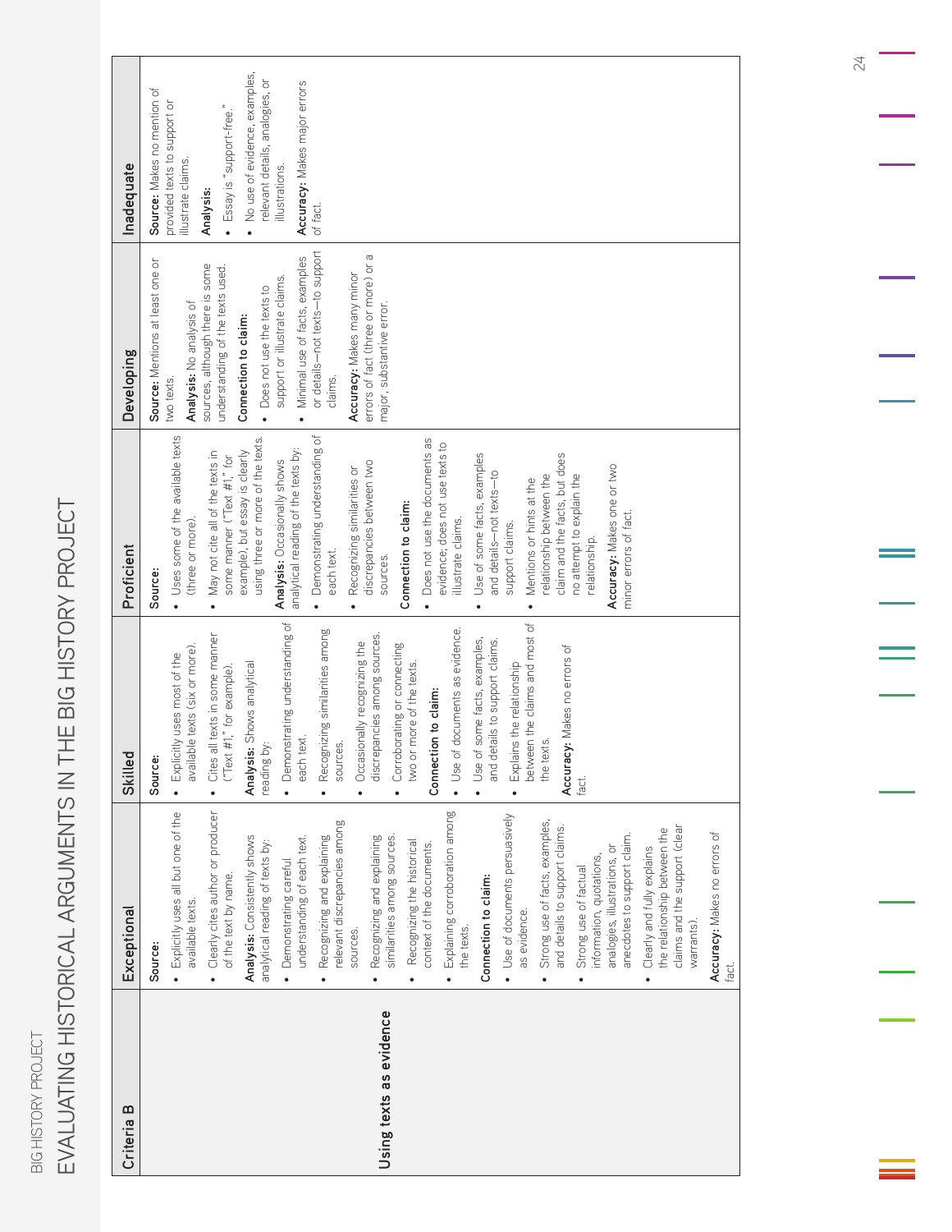# EVALUATING HISTORICAL ARGUMENTS IN THE BIG HISTORY PROJECT

| Criteria B | Exceptional | Skilled | Proficient | Developing | Inadequate |
|---|---|---|---|---|---|
| **Using texts as evidence** | **Source:**<br>• Explicitly uses all but one of the available texts.<br>• Clearly cites author or producer of the text by name.<br>**Analysis:** Consistently shows analytical reading of texts by:<br>• Demonstrating careful understanding of each text.<br>• Recognizing and explaining relevant discrepancies among sources.<br>• Recognizing and explaining similarities among sources.<br>• Recognizing the historical context of the documents.<br>• Explaining corroboration among the texts.<br>**Connection to claim:**<br>• Use of documents persuasively as evidence.<br>• Strong use of facts, examples, and details to support claims.<br>• Strong use of factual information, quotations, analogies, illustrations, or anecdotes to support claim.<br>• Clearly and fully explains the relationship between the claims and the support (clear warrants).<br>**Accuracy:** Makes no errors of fact. | **Source:**<br>• Explicitly uses most of the available texts (six or more).<br>• Cites all texts in some manner ("Text #1," for example).<br>**Analysis:** Shows analytical reading by:<br>• Demonstrating understanding of each text.<br>• Recognizing similarities among sources.<br>• Occasionally recognizing the discrepancies among sources.<br>• Corroborating or connecting two or more of the texts.<br>**Connection to claim:**<br>• Use of documents as evidence.<br>• Use of some facts, examples, and details to support claims.<br>• Explains the relationship between the claims and most of the texts.<br>**Accuracy:** Makes no errors of fact. | **Source:**<br>• Uses some of the available texts (three or more).<br>• May not cite all of the texts in some manner ("Text #1," for example), but essay is clearly using three or more of the texts.<br>**Analysis:** Occasionally shows analytical reading of the texts by:<br>• Demonstrating understanding of each text.<br>• Recognizing similarities or discrepancies between two sources.<br>**Connection to claim:**<br>• Does not use the documents as evidence; does not use texts to illustrate claims.<br>• Use of some facts, examples and details—not texts—to support claims.<br>• Mentions or hints at the relationship between the claim and the facts, but does no attempt to explain the relationship.<br>**Accuracy:** Makes one or two minor errors of fact. | **Source:** Mentions at least one or two texts.<br>**Analysis:** No analysis of sources, although there is some understanding of the texts used.<br>**Connection to claim:**<br>• Does not use the texts to support or illustrate claims.<br>• Minimal use of facts, examples or details—not texts—to support claims.<br>**Accuracy:** Makes many minor errors of fact (three or more) or a major, substantive error. | **Source:** Makes no mention of provided texts to support or illustrate claims.<br>**Analysis:**<br>• Essay is "support-free."<br>• No use of evidence, examples, relevant details, analogies, or illustrations.<br>**Accuracy:** Makes major errors of fact. |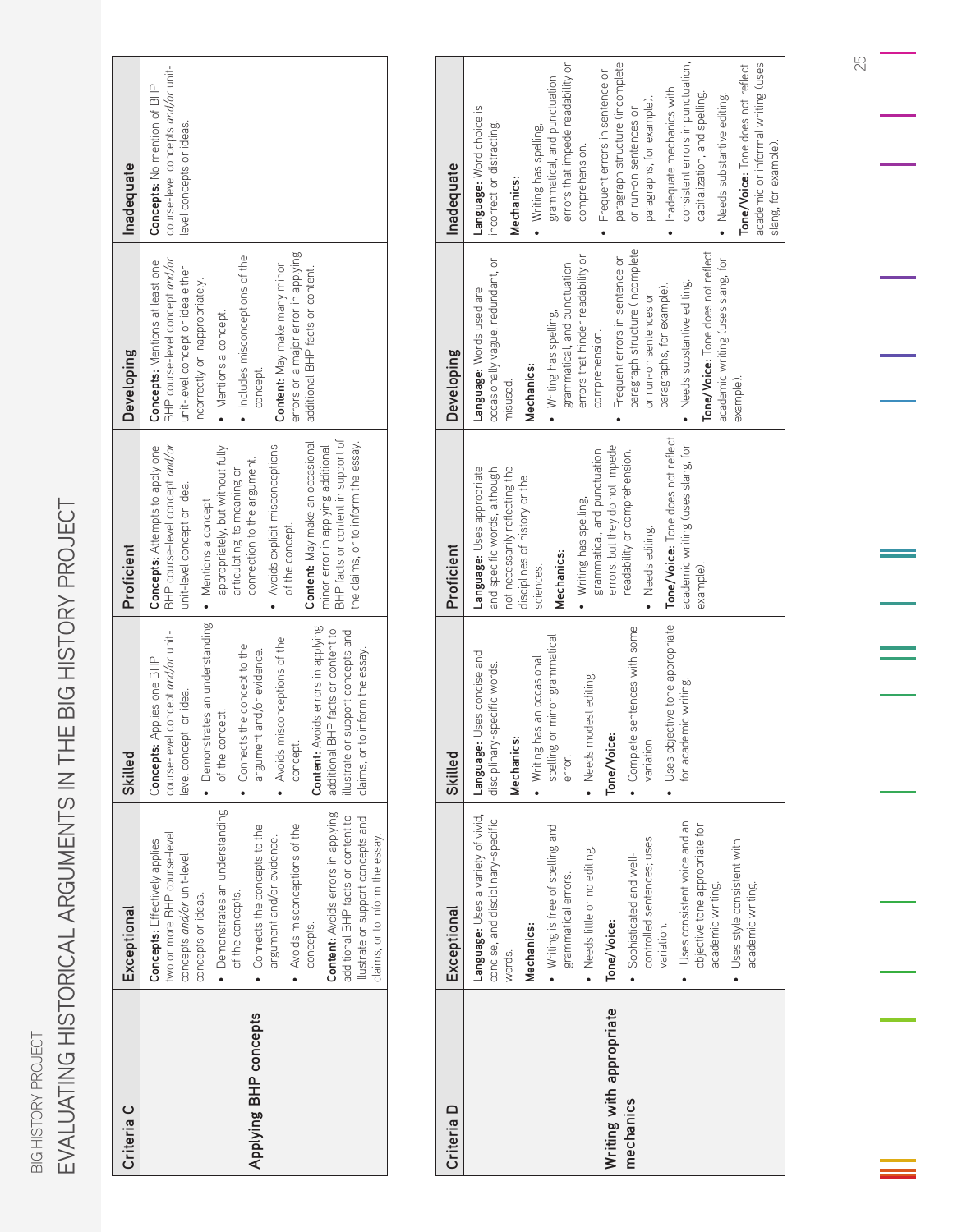# EVALUATING HISTORICAL ARGUMENTS IN THE BIG HISTORY PROJECT

| Criteria C | Exceptional | Skilled | Proficient | Developing | Inadequate |
|---|---|---|---|---|---|
| **Applying BHP concepts** | **Concepts:** Effectively applies two or more BHP course-level concepts *and/or* unit-level concepts or ideas.<br>• Demonstrates an understanding of the concepts.<br>• Connects the concepts to the argument and/or evidence.<br>• Avoids misconceptions of the concepts.<br>**Content:** Avoids errors in applying additional BHP facts or content to illustrate or support concepts and claims, or to inform the essay. | **Concepts:** Applies one BHP course-level concept *and/or* unit-level concept or idea.<br>• Demonstrates an understanding of the concept.<br>• Connects the concept to the argument and/or evidence.<br>• Avoids misconceptions of the concept.<br>**Content:** Avoids errors in applying additional BHP facts or content to illustrate or support concepts and claims, or to inform the essay. | **Concepts:** Attempts to apply one BHP course-level concept *and/or* unit-level concept or idea.<br>• Mentions a concept appropriately, but without fully articulating its meaning or connection to the argument.<br>• Avoids explicit misconceptions of the concept.<br>**Content:** May make an occasional minor error in applying additional BHP facts or content in support of the claims, or to inform the essay. | **Concepts:** Mentions at least one BHP course-level concept *and/or* unit-level concept or idea either incorrectly or inappropriately.<br>• Mentions a concept.<br>• Includes misconceptions of the concept.<br>**Content:** May make many minor errors or a major error in applying additional BHP facts or content. | **Concepts:** No mention of BHP course-level concepts *and/or* unit-level concepts or ideas. |

| Criteria D | Exceptional | Skilled | Proficient | Developing | Inadequate |
|---|---|---|---|---|---|
| **Writing with appropriate mechanics** | **Language:** Uses a variety of vivid, concise, and disciplinary-specific words.<br>**Mechanics:**<br>• Writing is free of spelling and grammatical errors.<br>• Needs little or no editing.<br>**Tone/Voice:**<br>• Sophisticated and well-controlled sentences; uses variation.<br>• Uses consistent voice and an objective tone appropriate for academic writing.<br>• Uses style consistent with academic writing. | **Language:** Uses concise and disciplinary-specific words.<br>**Mechanics:**<br>• Writing has an occasional spelling or minor grammatical error.<br>• Needs modest editing.<br>**Tone/Voice:**<br>• Complete sentences with some variation.<br>• Uses objective tone appropriate for academic writing. | **Language:** Uses appropriate and specific words, although not necessarily reflecting the disciplines of history or the sciences.<br>**Mechanics:**<br>• Writing has spelling, grammatical, and punctuation errors, but they do not impede readability or comprehension.<br>• Needs editing.<br>**Tone/Voice:** Tone does not reflect academic writing (uses slang, for example). | **Language:** Words used are occasionally vague, redundant, or misused.<br>**Mechanics:**<br>• Writing has spelling, grammatical, and punctuation errors that hinder readability or comprehension.<br>• Frequent errors in sentence or paragraph structure (incomplete or run-on sentences or paragraphs, for example).<br>• Needs substantive editing.<br>**Tone/Voice:** Tone does not reflect academic writing (uses slang, for example). | **Language:** Word choice is incorrect or distracting.<br>**Mechanics:**<br>• Writing has spelling, grammatical, and punctuation errors that impede readability or comprehension.<br>• Frequent errors in sentence or paragraph structure (incomplete or run-on sentences or paragraphs, for example).<br>• Inadequate mechanics with consistent errors in punctuation, capitalization, and spelling.<br>• Needs substantive editing.<br>**Tone/Voice:** Tone does not reflect academic or informal writing (uses slang, for example). |